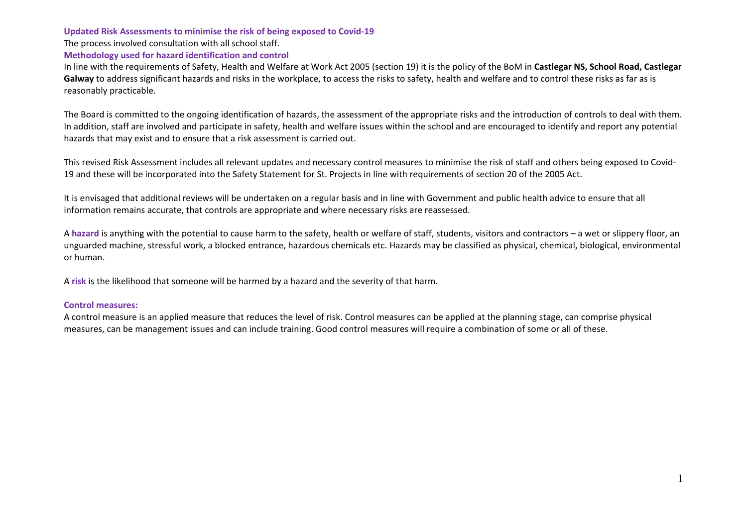## Updated Risk Assessments to minimise the risk of being exposed to Covid-19

The process involved consultation with all school staff.

### Methodology used for hazard identification and control

In line with the requirements of Safety, Health and Welfare at Work Act 2005 (section 19) it is the policy of the BoM in **Castlegar NS, School Road, Castlegar Galway** to address significant hazards and risks in the workplace, to access the risks to safety, health and welfare and to control these risks as far as is reasonably practicable.

The Board is committed to the ongoing identification of hazards, the assessment of the appropriate risks and the introduction of controls to deal with them. In addition, staff are involved and participate in safety, health and welfare issues within the school and are encouraged to identify and report any potential hazards that may exist and to ensure that a risk assessment is carried out.

This revised Risk Assessment includes all relevant updates and necessary control measures to minimise the risk of staff and others being exposed to Covid-19 and these will be incorporated into the Safety Statement for St. Projects in line with requirements of section 20 of the 2005 Act.

It is envisaged that additional reviews will be undertaken on a regular basis and in line with Government and public health advice to ensure that all information remains accurate, that controls are appropriate and where necessary risks are reassessed.

A **hazard** is anything with the potential to cause harm to the safety, health or welfare of staff, students, visitors and contractors – a wet or slippery floor, an unguarded machine, stressful work, a blocked entrance, hazardous chemicals etc. Hazards may be classified as physical, chemical, biological, environmental or human.

A **risk** is the likelihood that someone will be harmed by a hazard and the severity of that harm.

### Control measures:

A control measure is an applied measure that reduces the level of risk. Control measures can be applied at the planning stage, can comprise physical measures, can be management issues and can include training. Good control measures will require a combination of some or all of these.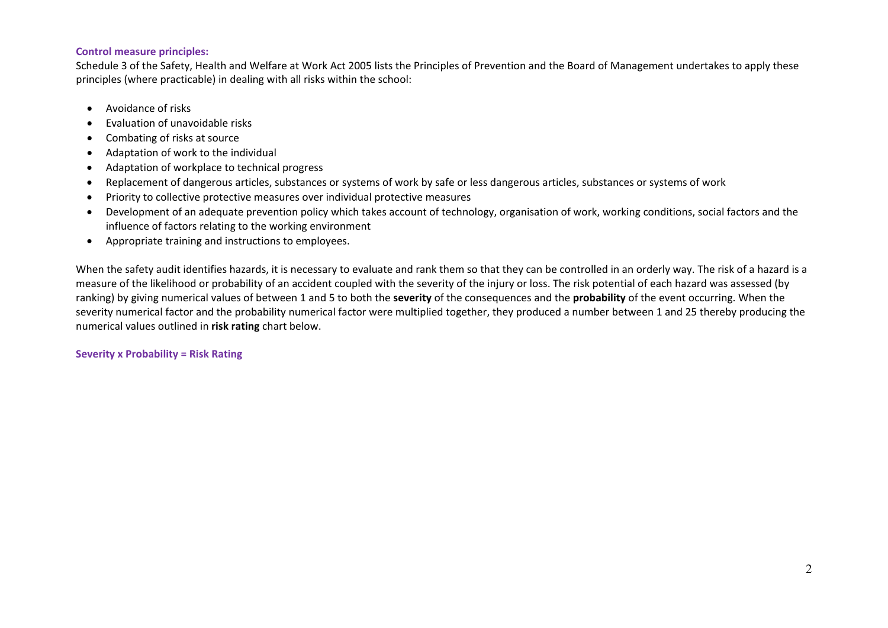**Control measure principles:**

Schedule 3 of the Safety, Health and Welfare at Work Act 2005 lists the Principles of Prevention and the Board of Management undertakes to apply these principles (where practicable) in dealing with all risks within the school:

- Avoidance of risks
- Evaluation of unavoidable risks
- Combating of risks at source
- Adaptation of work to the individual
- Adaptation of workplace to technical progress
- Replacement of dangerous articles, substances or systems of work by safe or less dangerous articles, substances or systems of work
- Priority to collective protective measures over individual protective measures
- Development of an adequate prevention policy which takes account of technology, organisation of work, working conditions, social factors and the influence of factors relating to the working environment
- Appropriate training and instructions to employees.

When the safety audit identifies hazards, it is necessary to evaluate and rank them so that they can be controlled in an orderly way. The risk of a hazard is a measure of the likelihood or probability of an accident coupled with the severity of the injury or loss. The risk potential of each hazard was assessed (by ranking) by giving numerical values of between 1 and 5 to both the **severity** of the consequences and the **probability** of the event occurring. When the severity numerical factor and the probability numerical factor were multiplied together, they produced a number between 1 and 25 thereby producing the numerical values outlined in **risk rating** chart below.

**Severity x Probability = Risk Rating**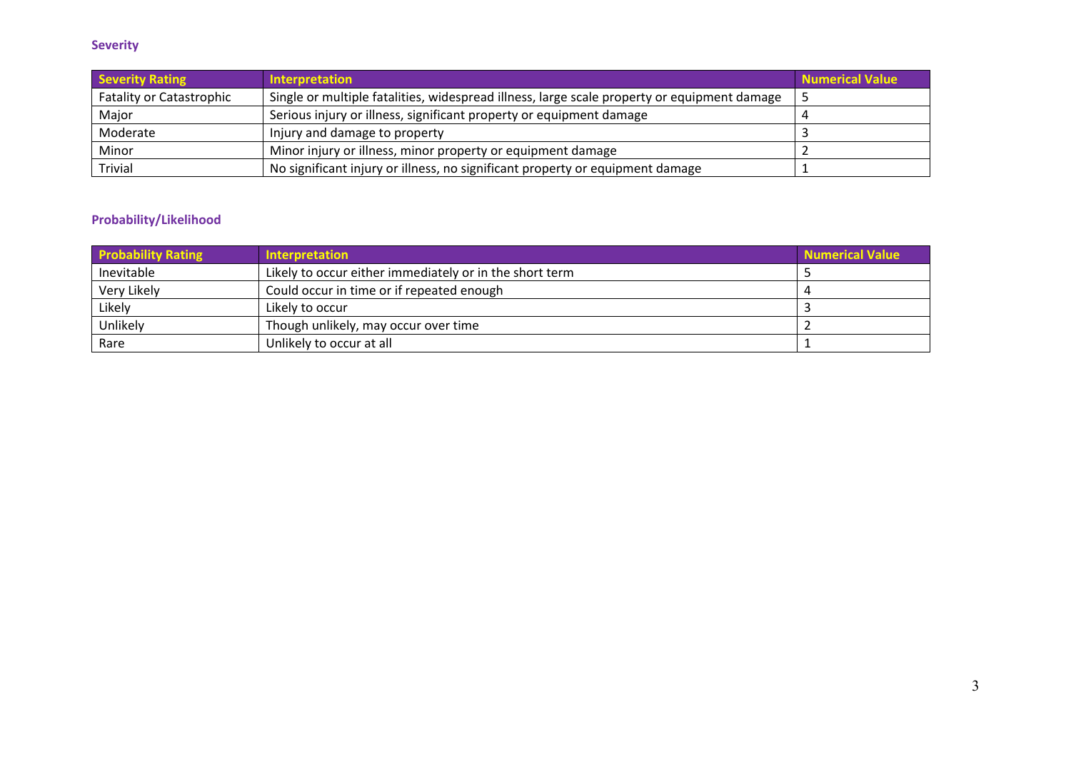### Severity

| Severity Rating | Interpretation | Numerical Value |
|---|---|---|
| Fatality or Catastrophic | Single or multiple fatalities, widespread illness, large scale property or equipment damage | 5 |
| Major | Serious injury or illness, significant property or equipment damage | 4 |
| Moderate | Injury and damage to property | 3 |
| Minor | Minor injury or illness, minor property or equipment damage | 2 |
| Trivial | No significant injury or illness, no significant property or equipment damage | 1 |

### Probability/Likelihood

| Probability Rating | Interpretation | Numerical Value |
|---|---|---|
| Inevitable | Likely to occur either immediately or in the short term | 5 |
| Very Likely | Could occur in time or if repeated enough | 4 |
| Likely | Likely to occur | 3 |
| Unlikely | Though unlikely, may occur over time | 2 |
| Rare | Unlikely to occur at all | 1 |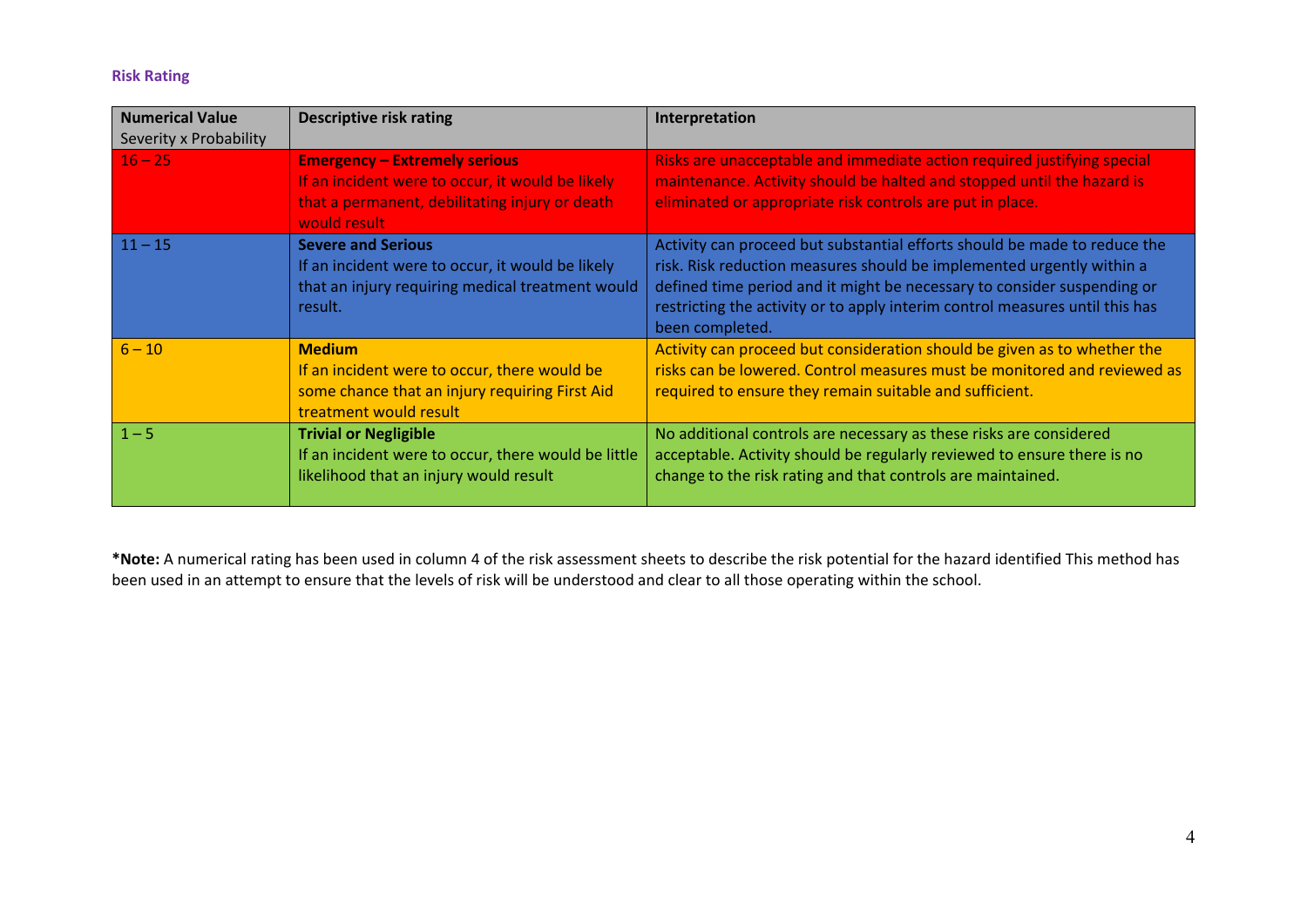### Risk Rating

| **Numerical Value** Severity x Probability | **Descriptive risk rating** | **Interpretation** |
|---|---|---|
| 16 – 25 | **Emergency – Extremely serious** If an incident were to occur, it would be likely that a permanent, debilitating injury or death would result | Risks are unacceptable and immediate action required justifying special maintenance. Activity should be halted and stopped until the hazard is eliminated or appropriate risk controls are put in place. |
| 11 – 15 | **Severe and Serious** If an incident were to occur, it would be likely that an injury requiring medical treatment would result. | Activity can proceed but substantial efforts should be made to reduce the risk. Risk reduction measures should be implemented urgently within a defined time period and it might be necessary to consider suspending or restricting the activity or to apply interim control measures until this has been completed. |
| 6 – 10 | **Medium** If an incident were to occur, there would be some chance that an injury requiring First Aid treatment would result | Activity can proceed but consideration should be given as to whether the risks can be lowered. Control measures must be monitored and reviewed as required to ensure they remain suitable and sufficient. |
| 1 – 5 | **Trivial or Negligible** If an incident were to occur, there would be little likelihood that an injury would result | No additional controls are necessary as these risks are considered acceptable. Activity should be regularly reviewed to ensure there is no change to the risk rating and that controls are maintained. |

***Note:** A numerical rating has been used in column 4 of the risk assessment sheets to describe the risk potential for the hazard identified This method has been used in an attempt to ensure that the levels of risk will be understood and clear to all those operating within the school.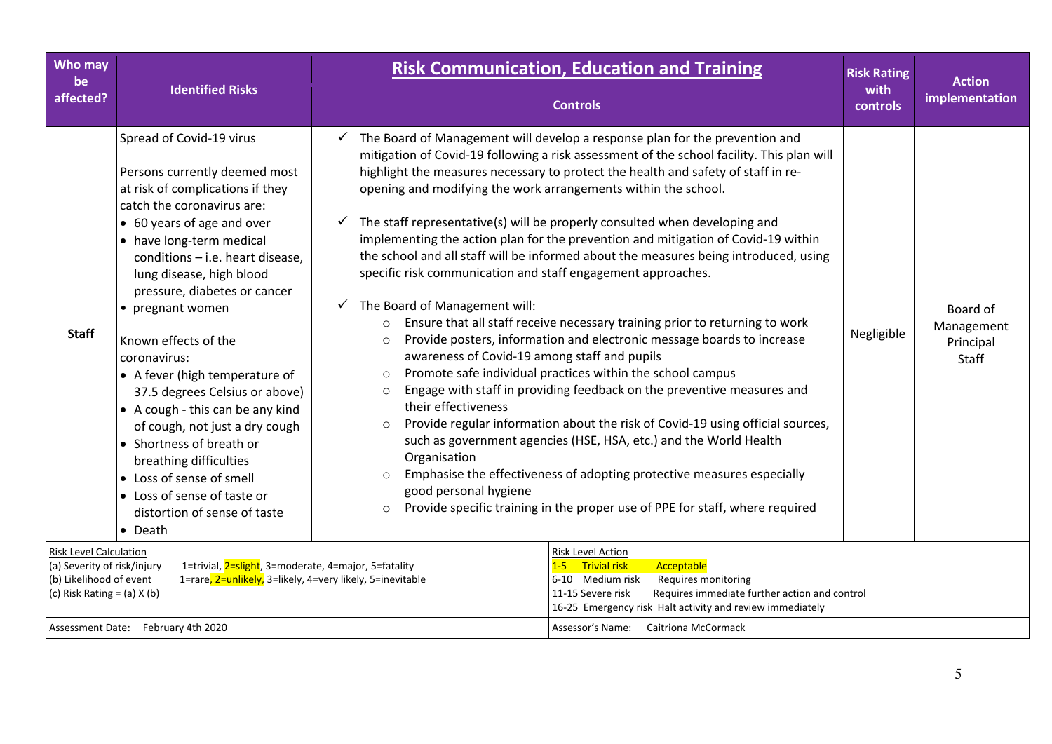| Who may be affected? | Identified Risks | **Risk Communication, Education and Training**<br><br>Controls | Risk Rating with controls | Action implementation |
|---|---|---|---|---|
| **Staff** | Spread of Covid-19 virus<br><br>Persons currently deemed most at risk of complications if they catch the coronavirus are:<br>• 60 years of age and over<br>• have long-term medical conditions – i.e. heart disease, lung disease, high blood pressure, diabetes or cancer<br>• pregnant women<br><br>Known effects of the coronavirus:<br>• A fever (high temperature of 37.5 degrees Celsius or above)<br>• A cough - this can be any kind of cough, not just a dry cough<br>• Shortness of breath or breathing difficulties<br>• Loss of sense of smell<br>• Loss of sense of taste or distortion of sense of taste<br>• Death | ✓ The Board of Management will develop a response plan for the prevention and mitigation of Covid-19 following a risk assessment of the school facility. This plan will highlight the measures necessary to protect the health and safety of staff in re-opening and modifying the work arrangements within the school.<br><br>✓ The staff representative(s) will be properly consulted when developing and implementing the action plan for the prevention and mitigation of Covid-19 within the school and all staff will be informed about the measures being introduced, using specific risk communication and staff engagement approaches.<br><br>✓ The Board of Management will:<br>○ Ensure that all staff receive necessary training prior to returning to work<br>○ Provide posters, information and electronic message boards to increase awareness of Covid-19 among staff and pupils<br>○ Promote safe individual practices within the school campus<br>○ Engage with staff in providing feedback on the preventive measures and their effectiveness<br>○ Provide regular information about the risk of Covid-19 using official sources, such as government agencies (HSE, HSA, etc.) and the World Health Organisation<br>○ Emphasise the effectiveness of adopting protective measures especially good personal hygiene<br>○ Provide specific training in the proper use of PPE for staff, where required | Negligible | Board of Management<br>Principal<br>Staff |

Risk Level Calculation
(a) Severity of risk/injury    1=trivial, 2=slight, 3=moderate, 4=major, 5=fatality
(b) Likelihood of event    1=rare, 2=unlikely, 3=likely, 4=very likely, 5=inevitable
(c) Risk Rating = (a) X (b)

Risk Level Action
1-5 Trivial risk    Acceptable
6-10 Medium risk    Requires monitoring
11-15 Severe risk    Requires immediate further action and control
16-25 Emergency risk    Halt activity and review immediately

Assessment Date: February 4th 2020

Assessor's Name: Caitriona McCormack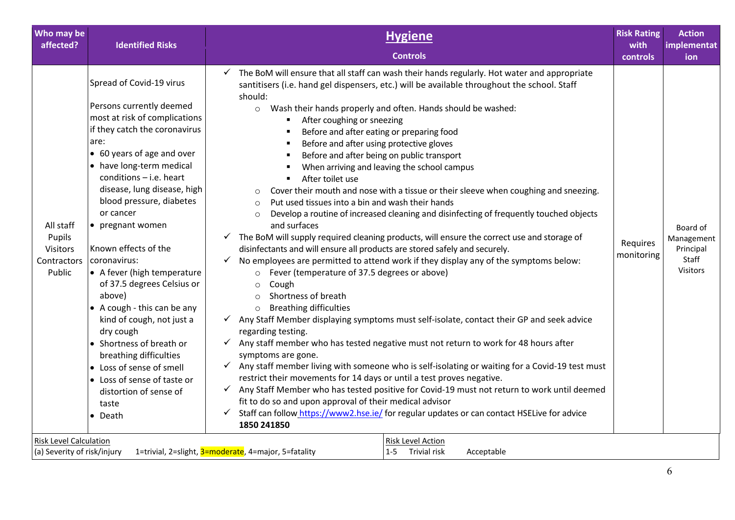| Who may be affected? | Identified Risks | **Hygiene**<br>Controls | Risk Rating with controls | Action implementation |
|---|---|---|---|---|
| All staff<br>Pupils<br>Visitors<br>Contractors<br>Public | Spread of Covid-19 virus<br><br>Persons currently deemed most at risk of complications if they catch the coronavirus are:<br>• 60 years of age and over<br>• have long-term medical conditions – i.e. heart disease, lung disease, high blood pressure, diabetes or cancer<br>• pregnant women<br><br>Known effects of the coronavirus:<br>• A fever (high temperature of 37.5 degrees Celsius or above)<br>• A cough - this can be any kind of cough, not just a dry cough<br>• Shortness of breath or breathing difficulties<br>• Loss of sense of smell<br>• Loss of sense of taste or distortion of sense of taste<br>• Death | ✓ The BoM will ensure that all staff can wash their hands regularly. Hot water and appropriate santitisers (i.e. hand gel dispensers, etc.) will be available throughout the school. Staff should:<br>○ Wash their hands properly and often. Hands should be washed:<br>▪ After coughing or sneezing<br>▪ Before and after eating or preparing food<br>▪ Before and after using protective gloves<br>▪ Before and after being on public transport<br>▪ When arriving and leaving the school campus<br>▪ After toilet use<br>○ Cover their mouth and nose with a tissue or their sleeve when coughing and sneezing.<br>○ Put used tissues into a bin and wash their hands<br>○ Develop a routine of increased cleaning and disinfecting of frequently touched objects and surfaces<br>✓ The BoM will supply required cleaning products, will ensure the correct use and storage of disinfectants and will ensure all products are stored safely and securely.<br>✓ No employees are permitted to attend work if they display any of the symptoms below:<br>○ Fever (temperature of 37.5 degrees or above)<br>○ Cough<br>○ Shortness of breath<br>○ Breathing difficulties<br>✓ Any Staff Member displaying symptoms must self-isolate, contact their GP and seek advice regarding testing.<br>✓ Any staff member who has tested negative must not return to work for 48 hours after symptoms are gone.<br>✓ Any staff member living with someone who is self-isolating or waiting for a Covid-19 test must restrict their movements for 14 days or until a test proves negative.<br>✓ Any Staff Member who has tested positive for Covid-19 must not return to work until deemed fit to do so and upon approval of their medical advisor<br>✓ Staff can follow https://www2.hse.ie/ for regular updates or can contact HSELive for advice **1850 241850** | Requires monitoring | Board of Management<br>Principal<br>Staff<br>Visitors |

| Risk Level Calculation | Risk Level Action |
|---|---|
| (a) Severity of risk/injury 1=trivial, 2=slight, 3=moderate, 4=major, 5=fatality | 1-5 Trivial risk Acceptable |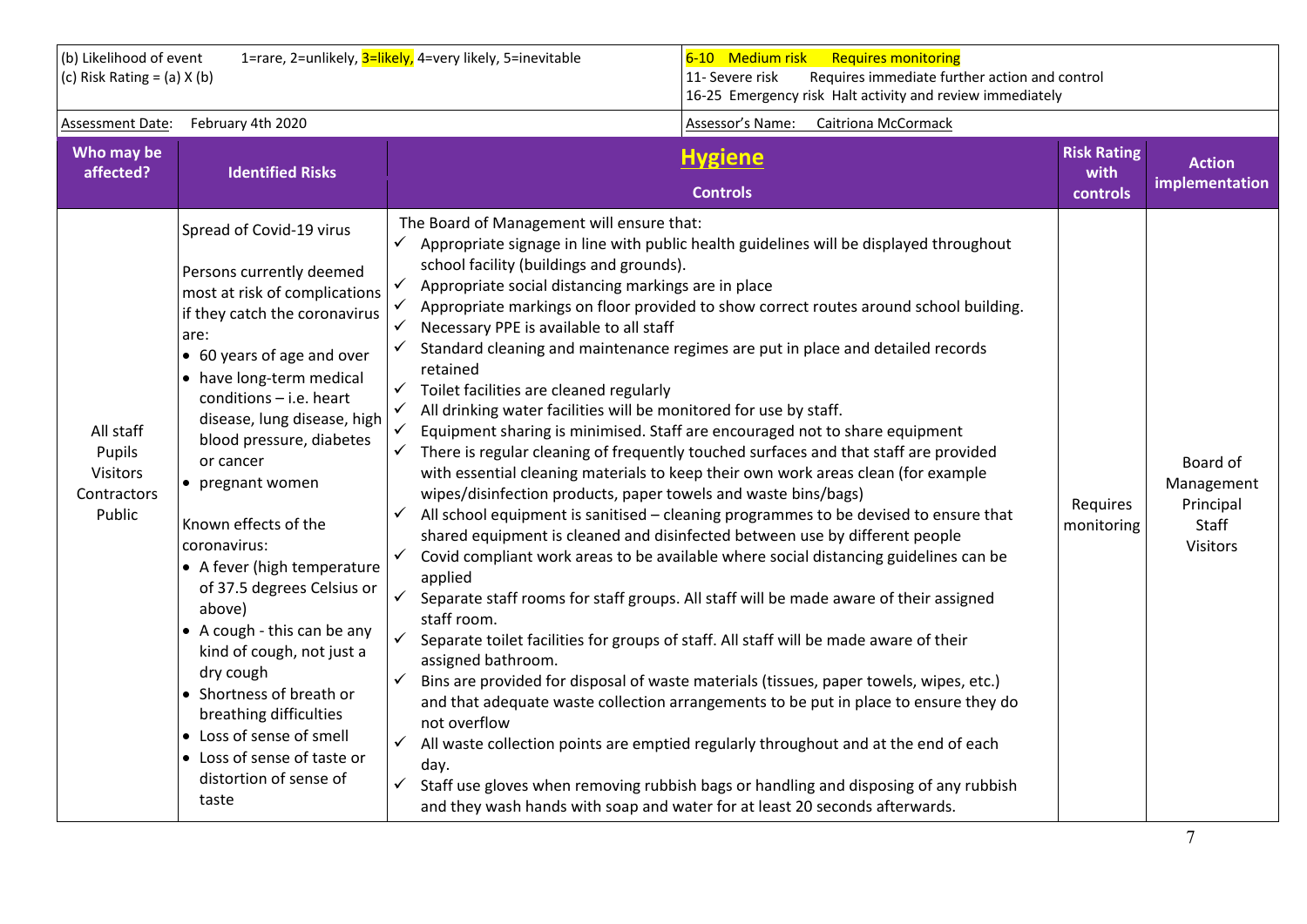| (b) Likelihood of event 1=rare, 2=unlikely, 3=likely, 4=very likely, 5=inevitable<br>(c) Risk Rating = (a) X (b) | 6-10 Medium risk Requires monitoring<br>11- Severe risk Requires immediate further action and control<br>16-25 Emergency risk Halt activity and review immediately |
|---|---|
| Assessment Date: February 4th 2020 | Assessor's Name: Caitriona McCormack |

| Who may be affected? | Identified Risks | **Hygiene**<br>Controls | Risk Rating with controls | Action implementation |
|---|---|---|---|---|
| All staff<br>Pupils<br>Visitors<br>Contractors<br>Public | Spread of Covid-19 virus<br><br>Persons currently deemed most at risk of complications if they catch the coronavirus are:<br>• 60 years of age and over<br>• have long-term medical conditions – i.e. heart disease, lung disease, high blood pressure, diabetes or cancer<br>• pregnant women<br><br>Known effects of the coronavirus:<br>• A fever (high temperature of 37.5 degrees Celsius or above)<br>• A cough - this can be any kind of cough, not just a dry cough<br>• Shortness of breath or breathing difficulties<br>• Loss of sense of smell<br>• Loss of sense of taste or distortion of sense of taste | The Board of Management will ensure that:<br>✓ Appropriate signage in line with public health guidelines will be displayed throughout school facility (buildings and grounds).<br>✓ Appropriate social distancing markings are in place<br>✓ Appropriate markings on floor provided to show correct routes around school building.<br>✓ Necessary PPE is available to all staff<br>✓ Standard cleaning and maintenance regimes are put in place and detailed records retained<br>✓ Toilet facilities are cleaned regularly<br>✓ All drinking water facilities will be monitored for use by staff.<br>✓ Equipment sharing is minimised. Staff are encouraged not to share equipment<br>✓ There is regular cleaning of frequently touched surfaces and that staff are provided with essential cleaning materials to keep their own work areas clean (for example wipes/disinfection products, paper towels and waste bins/bags)<br>✓ All school equipment is sanitised – cleaning programmes to be devised to ensure that shared equipment is cleaned and disinfected between use by different people<br>✓ Covid compliant work areas to be available where social distancing guidelines can be applied<br>✓ Separate staff rooms for staff groups. All staff will be made aware of their assigned staff room.<br>✓ Separate toilet facilities for groups of staff. All staff will be made aware of their assigned bathroom.<br>✓ Bins are provided for disposal of waste materials (tissues, paper towels, wipes, etc.) and that adequate waste collection arrangements to be put in place to ensure they do not overflow<br>✓ All waste collection points are emptied regularly throughout and at the end of each day.<br>✓ Staff use gloves when removing rubbish bags or handling and disposing of any rubbish and they wash hands with soap and water for at least 20 seconds afterwards. | Requires monitoring | Board of Management<br>Principal<br>Staff<br>Visitors |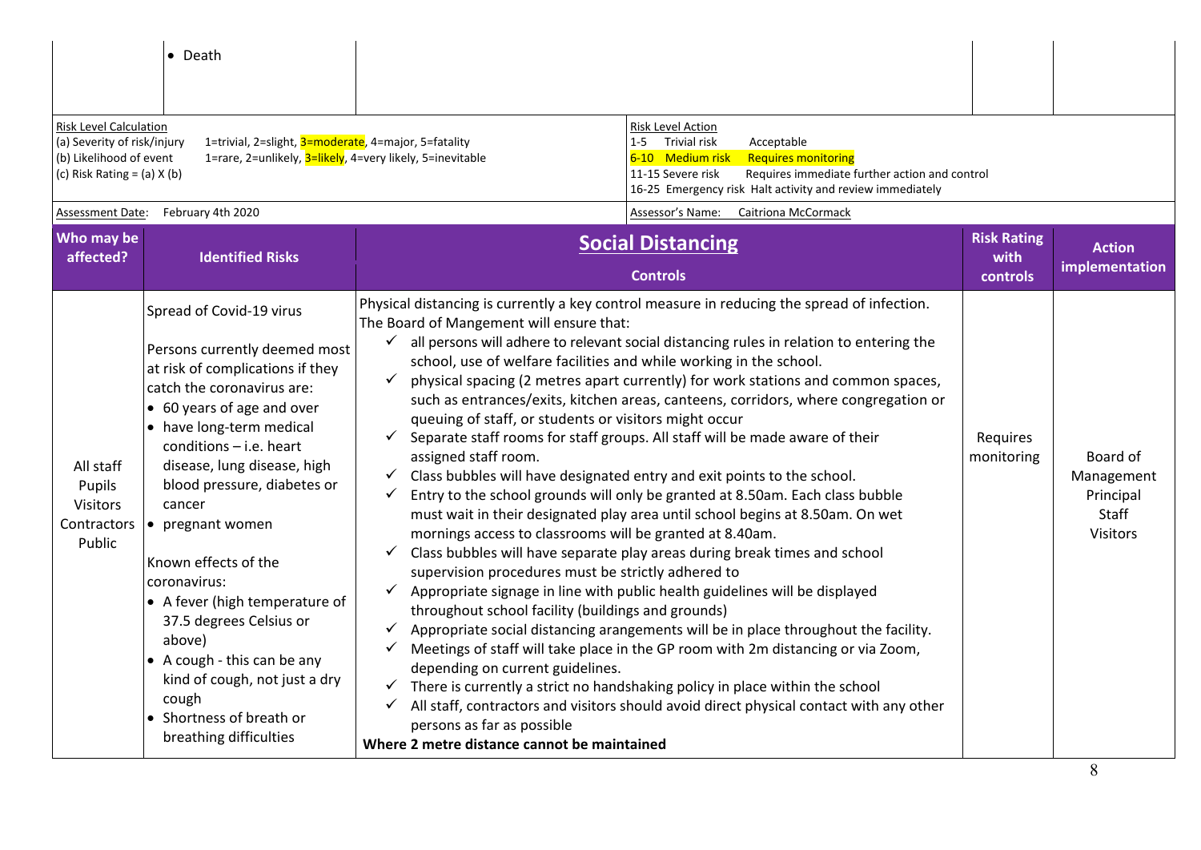| | • Death | | | |
|---|---|---|---|---|

**Risk Level Calculation**
(a) Severity of risk/injury 1=trivial, 2=slight, 3=moderate, 4=major, 5=fatality
(b) Likelihood of event 1=rare, 2=unlikely, 3=likely, 4=very likely, 5=inevitable
(c) Risk Rating = (a) X (b)

**Risk Level Action**
1-5 Trivial risk Acceptable
6-10 Medium risk Requires monitoring
11-15 Severe risk Requires immediate further action and control
16-25 Emergency risk Halt activity and review immediately

Assessment Date: February 4th 2020

Assessor's Name: Caitriona McCormack

| Who may be affected? | Identified Risks | **Social Distancing**<br>**Controls** | Risk Rating with controls | Action implementation |
|---|---|---|---|---|
| All staff<br>Pupils<br>Visitors<br>Contractors<br>Public | Spread of Covid-19 virus<br><br>Persons currently deemed most at risk of complications if they catch the coronavirus are:<br>• 60 years of age and over<br>• have long-term medical conditions – i.e. heart disease, lung disease, high blood pressure, diabetes or cancer<br>• pregnant women<br><br>Known effects of the coronavirus:<br>• A fever (high temperature of 37.5 degrees Celsius or above)<br>• A cough - this can be any kind of cough, not just a dry cough<br>• Shortness of breath or breathing difficulties | Physical distancing is currently a key control measure in reducing the spread of infection. The Board of Mangement will ensure that:<br>✓ all persons will adhere to relevant social distancing rules in relation to entering the school, use of welfare facilities and while working in the school.<br>✓ physical spacing (2 metres apart currently) for work stations and common spaces, such as entrances/exits, kitchen areas, canteens, corridors, where congregation or queuing of staff, or students or visitors might occur<br>✓ Separate staff rooms for staff groups. All staff will be made aware of their assigned staff room.<br>✓ Class bubbles will have designated entry and exit points to the school.<br>✓ Entry to the school grounds will only be granted at 8.50am. Each class bubble must wait in their designated play area until school begins at 8.50am. On wet mornings access to classrooms will be granted at 8.40am.<br>✓ Class bubbles will have separate play areas during break times and school supervision procedures must be strictly adhered to<br>✓ Appropriate signage in line with public health guidelines will be displayed throughout school facility (buildings and grounds)<br>✓ Appropriate social distancing arangements will be in place throughout the facility.<br>✓ Meetings of staff will take place in the GP room with 2m distancing or via Zoom, depending on current guidelines.<br>✓ There is currently a strict no handshaking policy in place within the school<br>✓ All staff, contractors and visitors should avoid direct physical contact with any other persons as far as possible<br>**Where 2 metre distance cannot be maintained** | Requires monitoring | Board of Management<br>Principal<br>Staff<br>Visitors |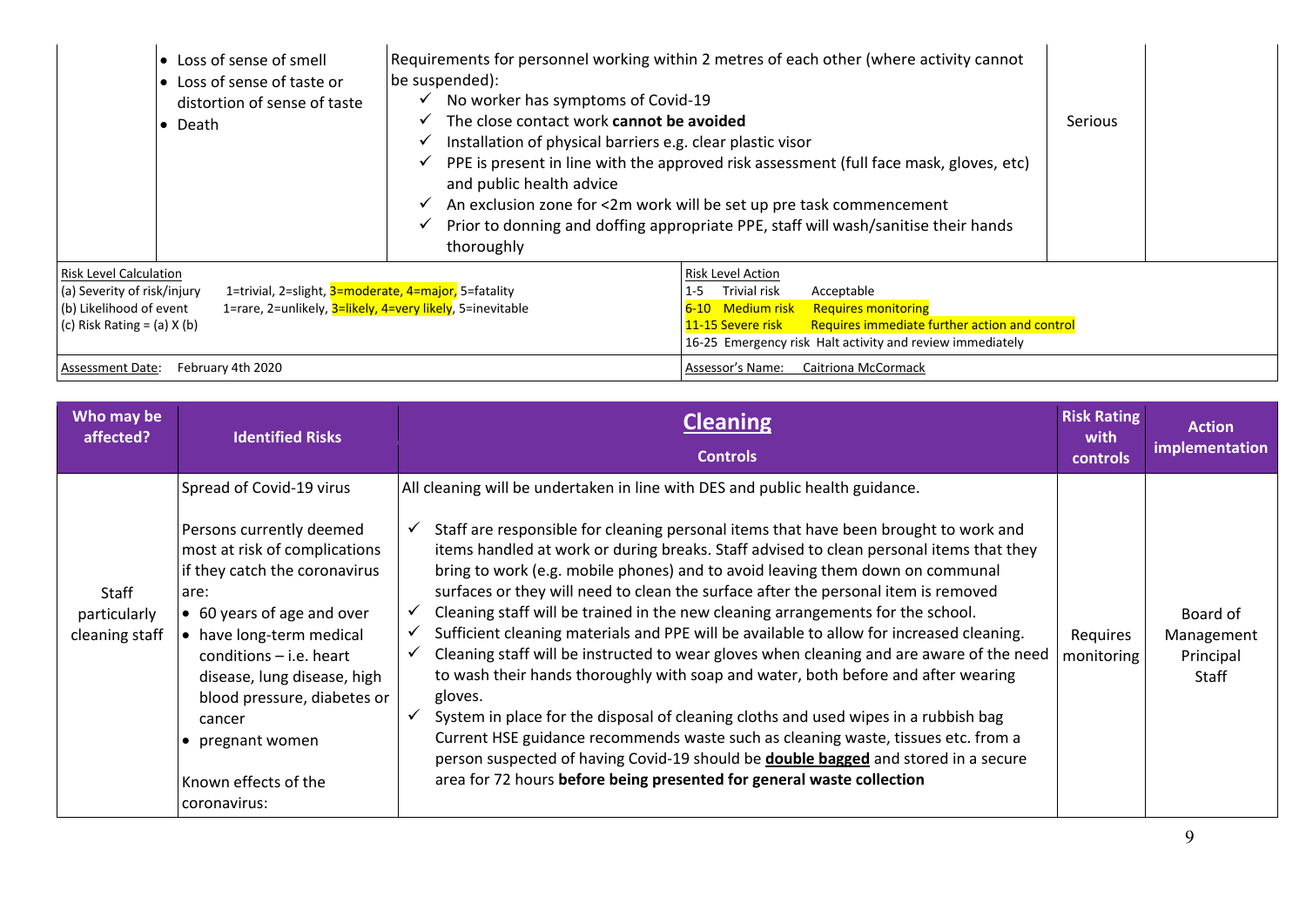| | | | | |
|---|---|---|---|---|
| | • Loss of sense of smell<br>• Loss of sense of taste or distortion of sense of taste<br>• Death | Requirements for personnel working within 2 metres of each other (where activity cannot be suspended):<br>✓ No worker has symptoms of Covid-19<br>✓ The close contact work **cannot be avoided**<br>✓ Installation of physical barriers e.g. clear plastic visor<br>✓ PPE is present in line with the approved risk assessment (full face mask, gloves, etc) and public health advice<br>✓ An exclusion zone for <2m work will be set up pre task commencement<br>✓ Prior to donning and doffing appropriate PPE, staff will wash/sanitise their hands thoroughly | Serious | |

| Risk Level Calculation | Risk Level Action |
|---|---|
| (a) Severity of risk/injury 1=trivial, 2=slight, 3=moderate, 4=major, 5=fatality<br>(b) Likelihood of event 1=rare, 2=unlikely, 3=likely, 4=very likely, 5=inevitable<br>(c) Risk Rating = (a) X (b) | 1-5 Trivial risk Acceptable<br>6-10 Medium risk Requires monitoring<br>11-15 Severe risk Requires immediate further action and control<br>16-25 Emergency risk Halt activity and review immediately |
| Assessment Date: February 4th 2020 | Assessor's Name: Caitriona McCormack |

| Who may be affected? | Identified Risks | **Cleaning**<br>Controls | Risk Rating with controls | Action implementation |
|---|---|---|---|---|
| Staff particularly cleaning staff | Spread of Covid-19 virus<br><br>Persons currently deemed most at risk of complications if they catch the coronavirus are:<br>• 60 years of age and over<br>• have long-term medical conditions – i.e. heart disease, lung disease, high blood pressure, diabetes or cancer<br>• pregnant women<br><br>Known effects of the coronavirus: | All cleaning will be undertaken in line with DES and public health guidance.<br><br>✓ Staff are responsible for cleaning personal items that have been brought to work and items handled at work or during breaks. Staff advised to clean personal items that they bring to work (e.g. mobile phones) and to avoid leaving them down on communal surfaces or they will need to clean the surface after the personal item is removed<br>✓ Cleaning staff will be trained in the new cleaning arrangements for the school.<br>✓ Sufficient cleaning materials and PPE will be available to allow for increased cleaning.<br>✓ Cleaning staff will be instructed to wear gloves when cleaning and are aware of the need to wash their hands thoroughly with soap and water, both before and after wearing gloves.<br>✓ System in place for the disposal of cleaning cloths and used wipes in a rubbish bag Current HSE guidance recommends waste such as cleaning waste, tissues etc. from a person suspected of having Covid-19 should be **double bagged** and stored in a secure area for 72 hours **before being presented for general waste collection** | Requires monitoring | Board of Management<br>Principal<br>Staff |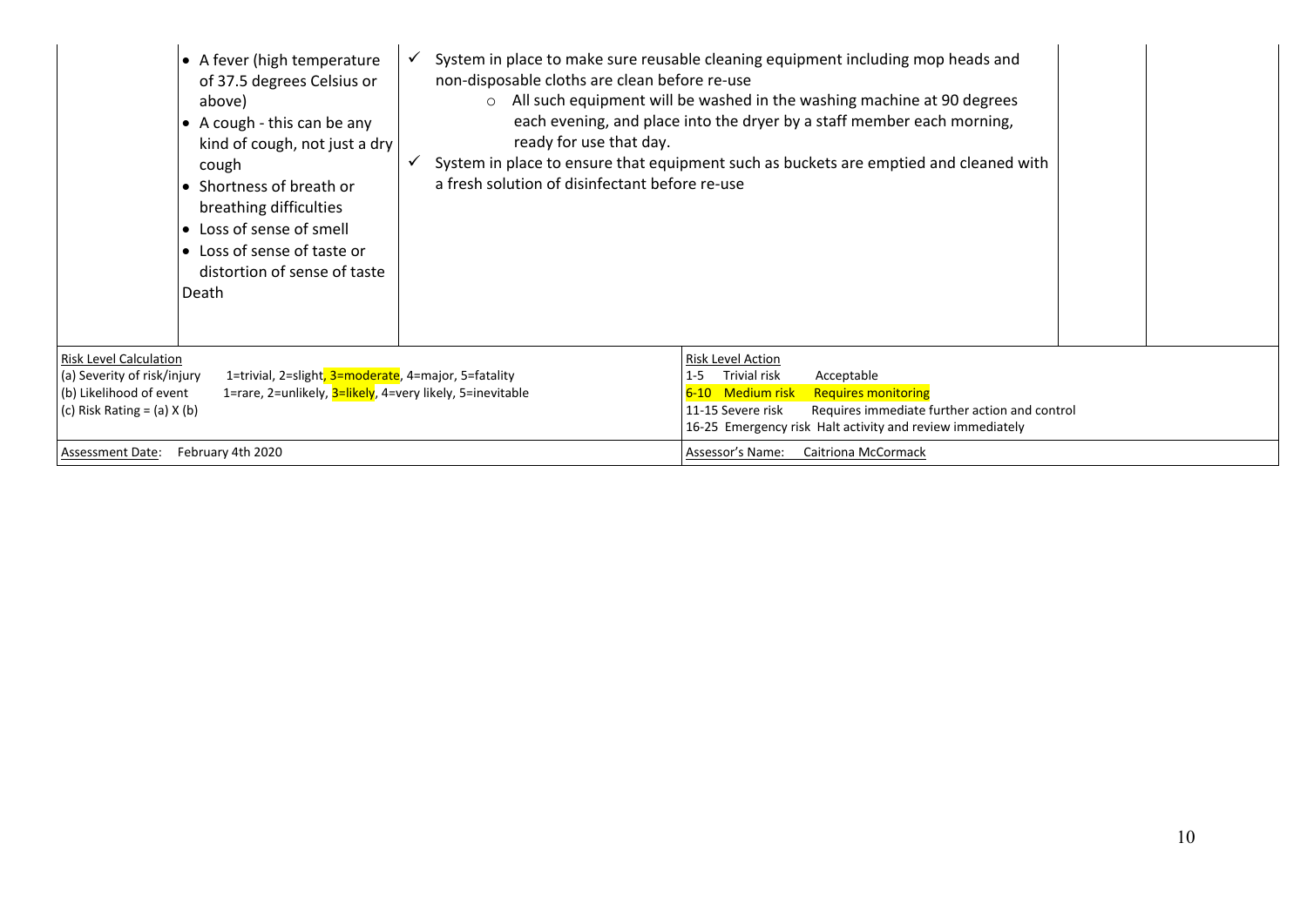|  |  |  |  |  |
|---|---|---|---|---|
|  | • A fever (high temperature of 37.5 degrees Celsius or above)<br>• A cough - this can be any kind of cough, not just a dry cough<br>• Shortness of breath or breathing difficulties<br>• Loss of sense of smell<br>• Loss of sense of taste or distortion of sense of taste<br>Death | ✓ System in place to make sure reusable cleaning equipment including mop heads and non-disposable cloths are clean before re-use<br>○ All such equipment will be washed in the washing machine at 90 degrees each evening, and place into the dryer by a staff member each morning, ready for use that day.<br>✓ System in place to ensure that equipment such as buckets are emptied and cleaned with a fresh solution of disinfectant before re-use |  |  |

| Risk Level Calculation | Risk Level Action |
|---|---|
| (a) Severity of risk/injury 1=trivial, 2=slight, 3=moderate, 4=major, 5=fatality<br>(b) Likelihood of event 1=rare, 2=unlikely, 3=likely, 4=very likely, 5=inevitable<br>(c) Risk Rating = (a) X (b) | 1-5 Trivial risk Acceptable<br>6-10 Medium risk Requires monitoring<br>11-15 Severe risk Requires immediate further action and control<br>16-25 Emergency risk Halt activity and review immediately |
| Assessment Date: February 4th 2020 | Assessor's Name: Caitriona McCormack |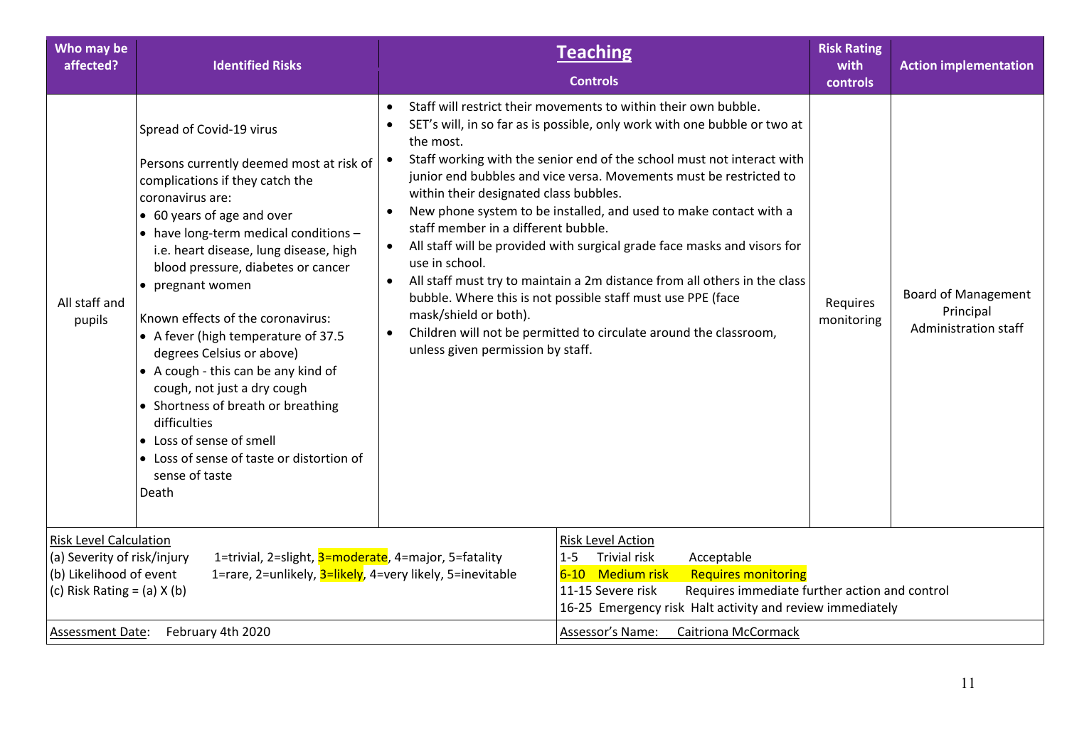| Who may be affected? | Identified Risks | **Teaching** Controls | Risk Rating with controls | Action implementation |
|---|---|---|---|---|
| All staff and pupils | Spread of Covid-19 virus<br><br>Persons currently deemed most at risk of complications if they catch the coronavirus are:<br>• 60 years of age and over<br>• have long-term medical conditions – i.e. heart disease, lung disease, high blood pressure, diabetes or cancer<br>• pregnant women<br><br>Known effects of the coronavirus:<br>• A fever (high temperature of 37.5 degrees Celsius or above)<br>• A cough - this can be any kind of cough, not just a dry cough<br>• Shortness of breath or breathing difficulties<br>• Loss of sense of smell<br>• Loss of sense of taste or distortion of sense of taste<br>Death | • Staff will restrict their movements to within their own bubble.<br>• SET's will, in so far as is possible, only work with one bubble or two at the most.<br>• Staff working with the senior end of the school must not interact with junior end bubbles and vice versa. Movements must be restricted to within their designated class bubbles.<br>• New phone system to be installed, and used to make contact with a staff member in a different bubble.<br>• All staff will be provided with surgical grade face masks and visors for use in school.<br>• All staff must try to maintain a 2m distance from all others in the class bubble. Where this is not possible staff must use PPE (face mask/shield or both).<br>• Children will not be permitted to circulate around the classroom, unless given permission by staff. | Requires monitoring | Board of Management<br>Principal<br>Administration staff |

| Risk Level Calculation | Risk Level Action |
|---|---|
| (a) Severity of risk/injury 1=trivial, 2=slight, 3=moderate, 4=major, 5=fatality<br>(b) Likelihood of event 1=rare, 2=unlikely, 3=likely, 4=very likely, 5=inevitable<br>(c) Risk Rating = (a) X (b) | 1-5 Trivial risk Acceptable<br>6-10 Medium risk Requires monitoring<br>11-15 Severe risk Requires immediate further action and control<br>16-25 Emergency risk Halt activity and review immediately |
| Assessment Date: February 4th 2020 | Assessor's Name: Caitriona McCormack |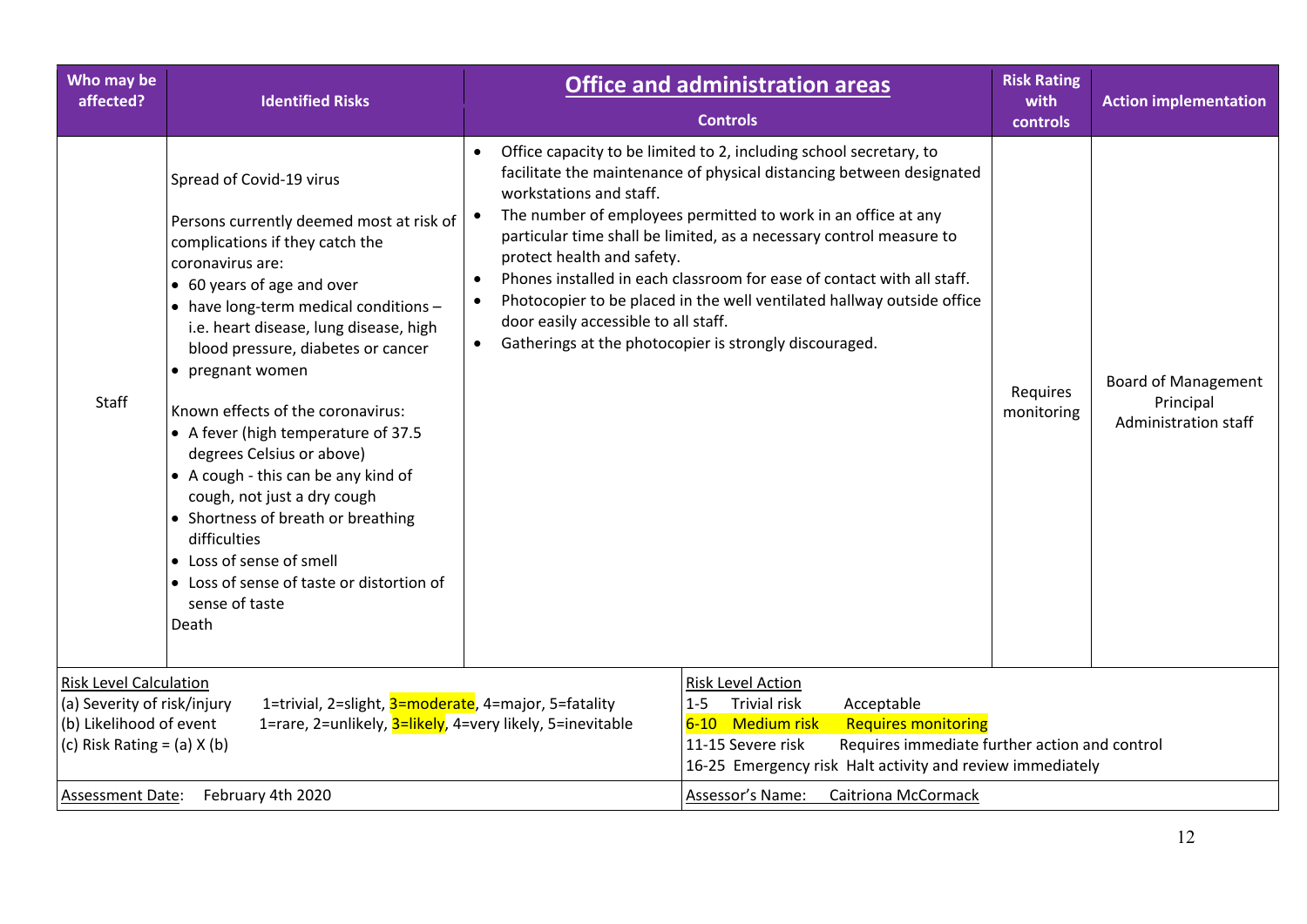| Who may be affected? | Identified Risks | **Office and administration areas**<br>Controls | Risk Rating with controls | Action implementation |
|---|---|---|---|---|
| Staff | Spread of Covid-19 virus<br><br>Persons currently deemed most at risk of complications if they catch the coronavirus are:<br>• 60 years of age and over<br>• have long-term medical conditions – i.e. heart disease, lung disease, high blood pressure, diabetes or cancer<br>• pregnant women<br><br>Known effects of the coronavirus:<br>• A fever (high temperature of 37.5 degrees Celsius or above)<br>• A cough - this can be any kind of cough, not just a dry cough<br>• Shortness of breath or breathing difficulties<br>• Loss of sense of smell<br>• Loss of sense of taste or distortion of sense of taste<br>Death | • Office capacity to be limited to 2, including school secretary, to facilitate the maintenance of physical distancing between designated workstations and staff.<br>• The number of employees permitted to work in an office at any particular time shall be limited, as a necessary control measure to protect health and safety.<br>• Phones installed in each classroom for ease of contact with all staff.<br>• Photocopier to be placed in the well ventilated hallway outside office door easily accessible to all staff.<br>• Gatherings at the photocopier is strongly discouraged. | Requires monitoring | Board of Management<br>Principal<br>Administration staff |

| Risk Level Calculation | | Risk Level Action | |
|---|---|---|---|
| (a) Severity of risk/injury | 1=trivial, 2=slight, 3=moderate, 4=major, 5=fatality | 1-5 Trivial risk | Acceptable |
| (b) Likelihood of event | 1=rare, 2=unlikely, 3=likely, 4=very likely, 5=inevitable | 6-10 Medium risk | Requires monitoring |
| (c) Risk Rating = (a) X (b) | | 11-15 Severe risk | Requires immediate further action and control |
| | | 16-25 Emergency risk | Halt activity and review immediately |
| Assessment Date: | February 4th 2020 | Assessor's Name: | Caitriona McCormack |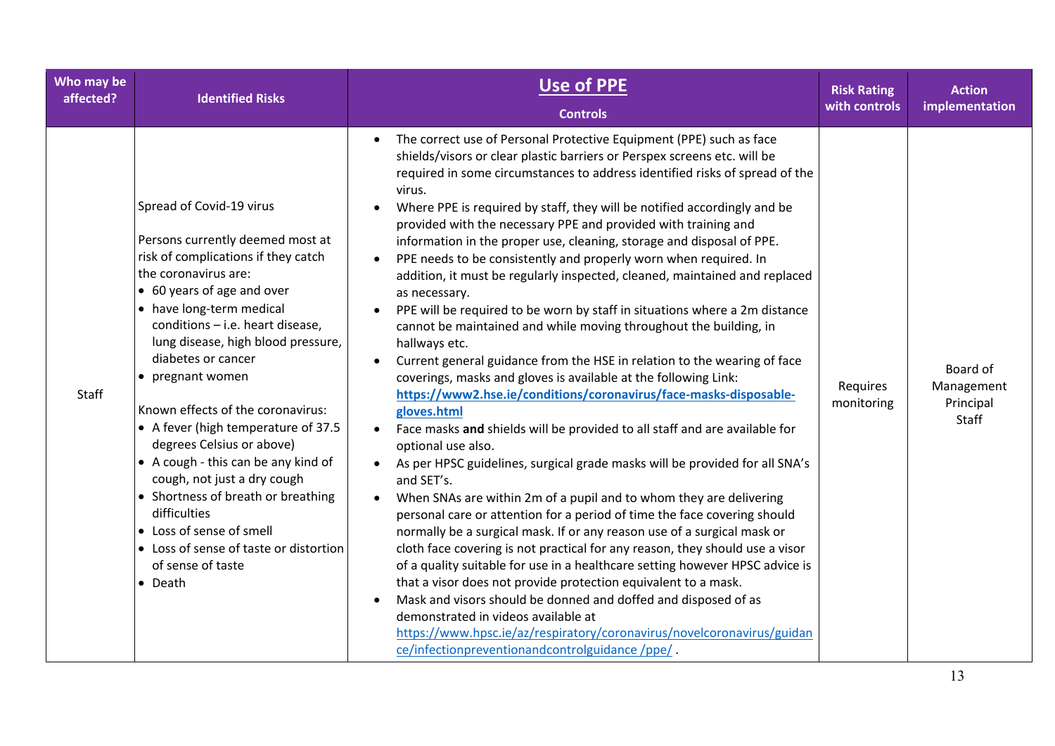| Who may be affected? | Identified Risks | **Use of PPE**<br>Controls | Risk Rating with controls | Action implementation |
|---|---|---|---|---|
| Staff | Spread of Covid-19 virus<br><br>Persons currently deemed most at risk of complications if they catch the coronavirus are:<br>• 60 years of age and over<br>• have long-term medical conditions – i.e. heart disease, lung disease, high blood pressure, diabetes or cancer<br>• pregnant women<br><br>Known effects of the coronavirus:<br>• A fever (high temperature of 37.5 degrees Celsius or above)<br>• A cough - this can be any kind of cough, not just a dry cough<br>• Shortness of breath or breathing difficulties<br>• Loss of sense of smell<br>• Loss of sense of taste or distortion of sense of taste<br>• Death | • The correct use of Personal Protective Equipment (PPE) such as face shields/visors or clear plastic barriers or Perspex screens etc. will be required in some circumstances to address identified risks of spread of the virus.<br>• Where PPE is required by staff, they will be notified accordingly and be provided with the necessary PPE and provided with training and information in the proper use, cleaning, storage and disposal of PPE.<br>• PPE needs to be consistently and properly worn when required. In addition, it must be regularly inspected, cleaned, maintained and replaced as necessary.<br>• PPE will be required to be worn by staff in situations where a 2m distance cannot be maintained and while moving throughout the building, in hallways etc.<br>• Current general guidance from the HSE in relation to the wearing of face coverings, masks and gloves is available at the following Link: **https://www2.hse.ie/conditions/coronavirus/face-masks-disposable-gloves.html**<br>• Face masks **and** shields will be provided to all staff and are available for optional use also.<br>• As per HPSC guidelines, surgical grade masks will be provided for all SNA's and SET's.<br>• When SNAs are within 2m of a pupil and to whom they are delivering personal care or attention for a period of time the face covering should normally be a surgical mask. If or any reason use of a surgical mask or cloth face covering is not practical for any reason, they should use a visor of a quality suitable for use in a healthcare setting however HPSC advice is that a visor does not provide protection equivalent to a mask.<br>• Mask and visors should be donned and doffed and disposed of as demonstrated in videos available at https://www.hpsc.ie/az/respiratory/coronavirus/novelcoronavirus/guidance/infectionpreventionandcontrolguidance /ppe/ . | Requires monitoring | Board of Management<br>Principal<br>Staff |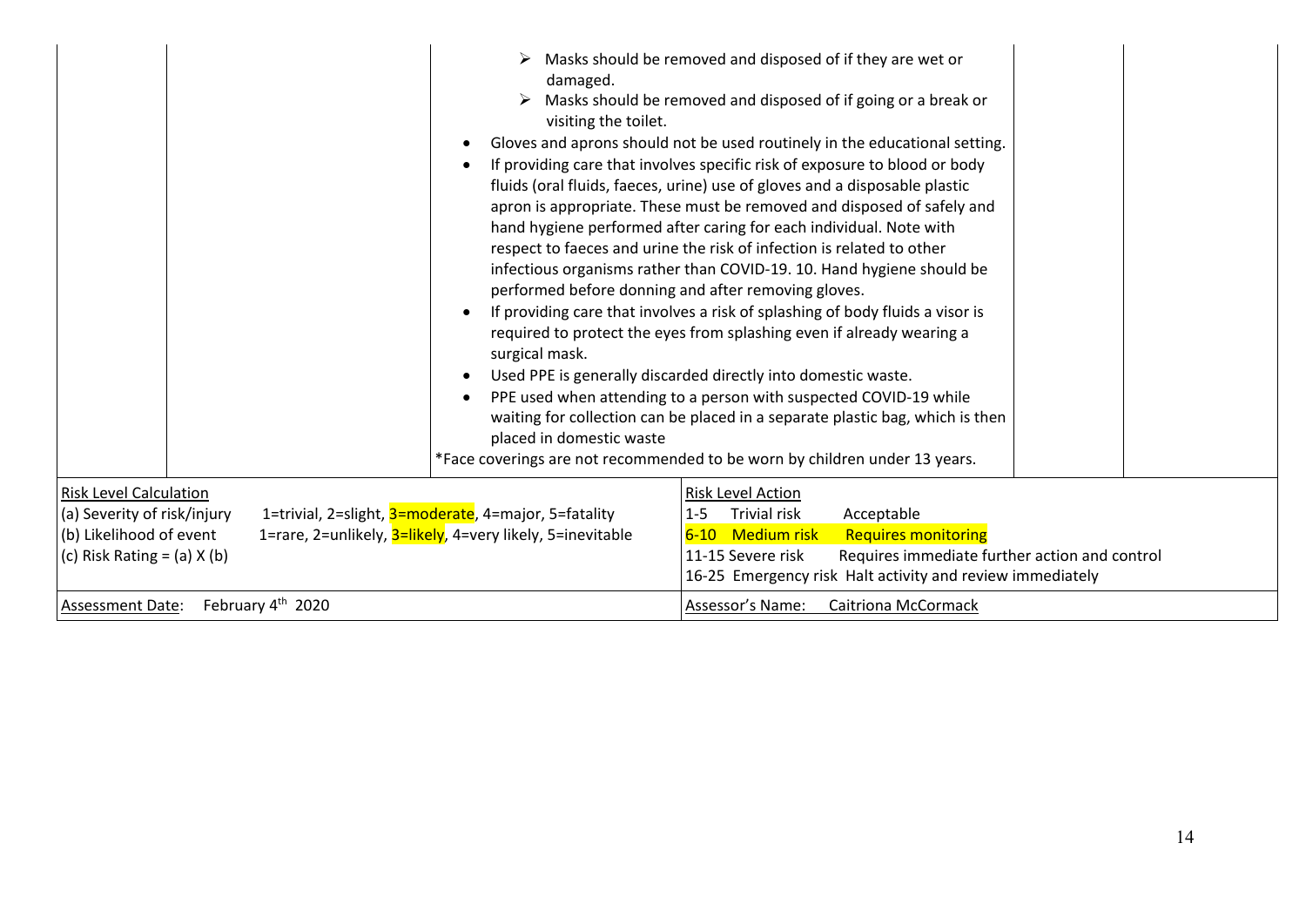| | | | | |
|---|---|---|---|---|
| | | ➢ Masks should be removed and disposed of if they are wet or damaged.<br>➢ Masks should be removed and disposed of if going or a break or visiting the toilet.<br>• Gloves and aprons should not be used routinely in the educational setting.<br>• If providing care that involves specific risk of exposure to blood or body fluids (oral fluids, faeces, urine) use of gloves and a disposable plastic apron is appropriate. These must be removed and disposed of safely and hand hygiene performed after caring for each individual. Note with respect to faeces and urine the risk of infection is related to other infectious organisms rather than COVID-19. 10. Hand hygiene should be performed before donning and after removing gloves.<br>• If providing care that involves a risk of splashing of body fluids a visor is required to protect the eyes from splashing even if already wearing a surgical mask.<br>• Used PPE is generally discarded directly into domestic waste.<br>• PPE used when attending to a person with suspected COVID-19 while waiting for collection can be placed in a separate plastic bag, which is then placed in domestic waste<br>*Face coverings are not recommended to be worn by children under 13 years. | | |

| Risk Level Calculation | Risk Level Action |
|---|---|
| (a) Severity of risk/injury 1=trivial, 2=slight, **3=moderate**, 4=major, 5=fatality<br>(b) Likelihood of event 1=rare, 2=unlikely, **3=likely**, 4=very likely, 5=inevitable<br>(c) Risk Rating = (a) X (b) | 1-5 Trivial risk Acceptable<br>**6-10 Medium risk Requires monitoring**<br>11-15 Severe risk Requires immediate further action and control<br>16-25 Emergency risk Halt activity and review immediately |
| Assessment Date: February 4th 2020 | Assessor's Name: Caitriona McCormack |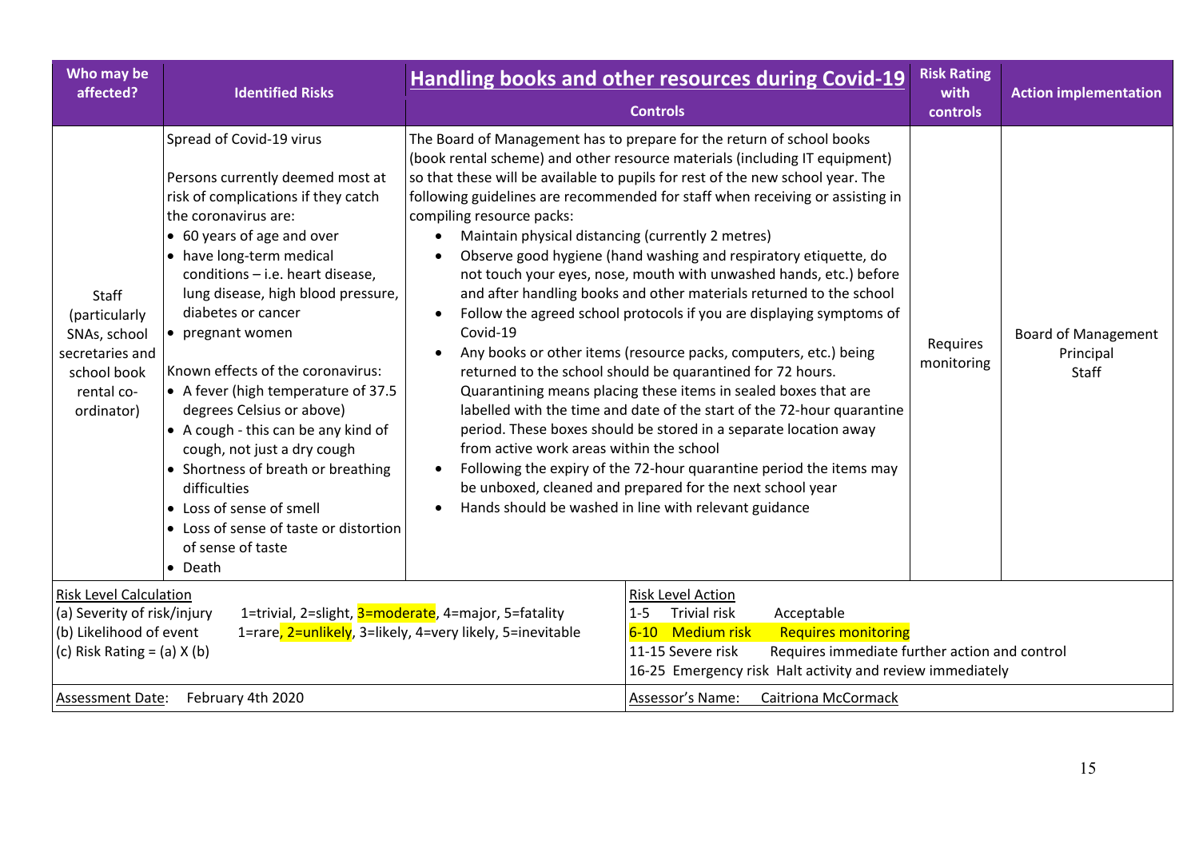| Who may be affected? | Identified Risks | **Handling books and other resources during Covid-19**<br>Controls | Risk Rating with controls | Action implementation |
|---|---|---|---|---|
| Staff (particularly SNAs, school secretaries and school book rental co-ordinator) | Spread of Covid-19 virus<br><br>Persons currently deemed most at risk of complications if they catch the coronavirus are:<br>• 60 years of age and over<br>• have long-term medical conditions – i.e. heart disease, lung disease, high blood pressure, diabetes or cancer<br>• pregnant women<br><br>Known effects of the coronavirus:<br>• A fever (high temperature of 37.5 degrees Celsius or above)<br>• A cough - this can be any kind of cough, not just a dry cough<br>• Shortness of breath or breathing difficulties<br>• Loss of sense of smell<br>• Loss of sense of taste or distortion of sense of taste<br>• Death | The Board of Management has to prepare for the return of school books (book rental scheme) and other resource materials (including IT equipment) so that these will be available to pupils for rest of the new school year. The following guidelines are recommended for staff when receiving or assisting in compiling resource packs:<br>• Maintain physical distancing (currently 2 metres)<br>• Observe good hygiene (hand washing and respiratory etiquette, do not touch your eyes, nose, mouth with unwashed hands, etc.) before and after handling books and other materials returned to the school<br>• Follow the agreed school protocols if you are displaying symptoms of Covid-19<br>• Any books or other items (resource packs, computers, etc.) being returned to the school should be quarantined for 72 hours. Quarantining means placing these items in sealed boxes that are labelled with the time and date of the start of the 72-hour quarantine period. These boxes should be stored in a separate location away from active work areas within the school<br>• Following the expiry of the 72-hour quarantine period the items may be unboxed, cleaned and prepared for the next school year<br>• Hands should be washed in line with relevant guidance | Requires monitoring | Board of Management<br>Principal<br>Staff |

| Risk Level Calculation | | Risk Level Action | |
|---|---|---|---|
| (a) Severity of risk/injury | 1=trivial, 2=slight, 3=moderate, 4=major, 5=fatality | 1-5 Trivial risk | Acceptable |
| (b) Likelihood of event | 1=rare, 2=unlikely, 3=likely, 4=very likely, 5=inevitable | 6-10 Medium risk | Requires monitoring |
| (c) Risk Rating = (a) X (b) | | 11-15 Severe risk | Requires immediate further action and control |
| | | 16-25 Emergency risk | Halt activity and review immediately |
| Assessment Date: | February 4th 2020 | Assessor's Name: | Caitriona McCormack |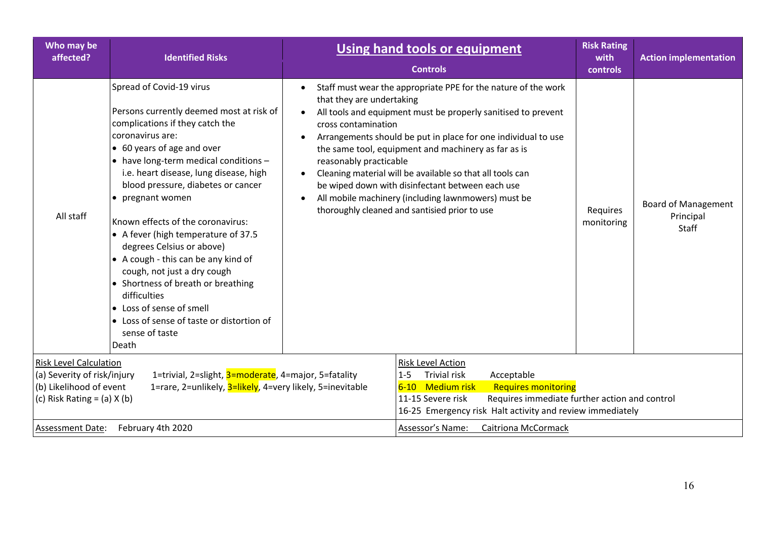| Who may be affected? | Identified Risks | **Using hand tools or equipment**<br>Controls | Risk Rating with controls | Action implementation |
|---|---|---|---|---|
| All staff | Spread of Covid-19 virus<br><br>Persons currently deemed most at risk of complications if they catch the coronavirus are:<br>• 60 years of age and over<br>• have long-term medical conditions – i.e. heart disease, lung disease, high blood pressure, diabetes or cancer<br>• pregnant women<br><br>Known effects of the coronavirus:<br>• A fever (high temperature of 37.5 degrees Celsius or above)<br>• A cough - this can be any kind of cough, not just a dry cough<br>• Shortness of breath or breathing difficulties<br>• Loss of sense of smell<br>• Loss of sense of taste or distortion of sense of taste<br>Death | • Staff must wear the appropriate PPE for the nature of the work that they are undertaking<br>• All tools and equipment must be properly sanitised to prevent cross contamination<br>• Arrangements should be put in place for one individual to use the same tool, equipment and machinery as far as is reasonably practicable<br>• Cleaning material will be available so that all tools can be wiped down with disinfectant between each use<br>• All mobile machinery (including lawnmowers) must be thoroughly cleaned and santisied prior to use | Requires monitoring | Board of Management<br>Principal<br>Staff |

| Risk Level Calculation | Risk Level Action |
|---|---|
| (a) Severity of risk/injury 1=trivial, 2=slight, 3=moderate, 4=major, 5=fatality<br>(b) Likelihood of event 1=rare, 2=unlikely, 3=likely, 4=very likely, 5=inevitable<br>(c) Risk Rating = (a) X (b) | 1-5 Trivial risk Acceptable<br>6-10 Medium risk Requires monitoring<br>11-15 Severe risk Requires immediate further action and control<br>16-25 Emergency risk Halt activity and review immediately |
| Assessment Date: February 4th 2020 | Assessor's Name: Caitriona McCormack |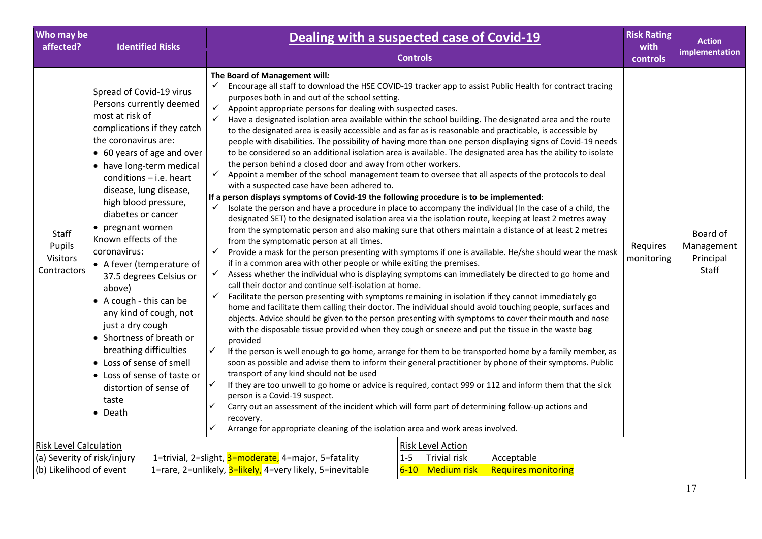| Who may be affected? | Identified Risks | Dealing with a suspected case of Covid-19<br>Controls | Risk Rating with controls | Action implementation |
|---|---|---|---|---|
| Staff<br>Pupils<br>Visitors<br>Contractors | Spread of Covid-19 virus<br>Persons currently deemed most at risk of complications if they catch the coronavirus are:<br>• 60 years of age and over<br>• have long-term medical conditions – i.e. heart disease, lung disease, high blood pressure, diabetes or cancer<br>• pregnant women<br>Known effects of the coronavirus:<br>• A fever (temperature of 37.5 degrees Celsius or above)<br>• A cough - this can be any kind of cough, not just a dry cough<br>• Shortness of breath or breathing difficulties<br>• Loss of sense of smell<br>• Loss of sense of taste or distortion of sense of taste<br>• Death | **The Board of Management will*:***<br>✓ Encourage all staff to download the HSE COVID-19 tracker app to assist Public Health for contract tracing purposes both in and out of the school setting.<br>✓ Appoint appropriate persons for dealing with suspected cases.<br>✓ Have a designated isolation area available within the school building. The designated area and the route to the designated area is easily accessible and as far as is reasonable and practicable, is accessible by people with disabilities. The possibility of having more than one person displaying signs of Covid-19 needs to be considered so an additional isolation area is available. The designated area has the ability to isolate the person behind a closed door and away from other workers.<br>✓ Appoint a member of the school management team to oversee that all aspects of the protocols to deal with a suspected case have been adhered to.<br>**If a person displays symptoms of Covid-19 the following procedure is to be implemented**:<br>✓ Isolate the person and have a procedure in place to accompany the individual (In the case of a child, the designated SET) to the designated isolation area via the isolation route, keeping at least 2 metres away from the symptomatic person and also making sure that others maintain a distance of at least 2 metres from the symptomatic person at all times.<br>✓ Provide a mask for the person presenting with symptoms if one is available. He/she should wear the mask if in a common area with other people or while exiting the premises.<br>✓ Assess whether the individual who is displaying symptoms can immediately be directed to go home and call their doctor and continue self-isolation at home.<br>✓ Facilitate the person presenting with symptoms remaining in isolation if they cannot immediately go home and facilitate them calling their doctor. The individual should avoid touching people, surfaces and objects. Advice should be given to the person presenting with symptoms to cover their mouth and nose with the disposable tissue provided when they cough or sneeze and put the tissue in the waste bag provided<br>✓ If the person is well enough to go home, arrange for them to be transported home by a family member, as soon as possible and advise them to inform their general practitioner by phone of their symptoms. Public transport of any kind should not be used<br>✓ If they are too unwell to go home or advice is required, contact 999 or 112 and inform them that the sick person is a Covid-19 suspect.<br>✓ Carry out an assessment of the incident which will form part of determining follow-up actions and recovery.<br>✓ Arrange for appropriate cleaning of the isolation area and work areas involved. | Requires monitoring | Board of Management<br>Principal<br>Staff |

Risk Level Calculation
(a) Severity of risk/injury 1=trivial, 2=slight, 3=moderate, 4=major, 5=fatality
(b) Likelihood of event 1=rare, 2=unlikely, 3=likely, 4=very likely, 5=inevitable

Risk Level Action
1-5 Trivial risk Acceptable
6-10 Medium risk Requires monitoring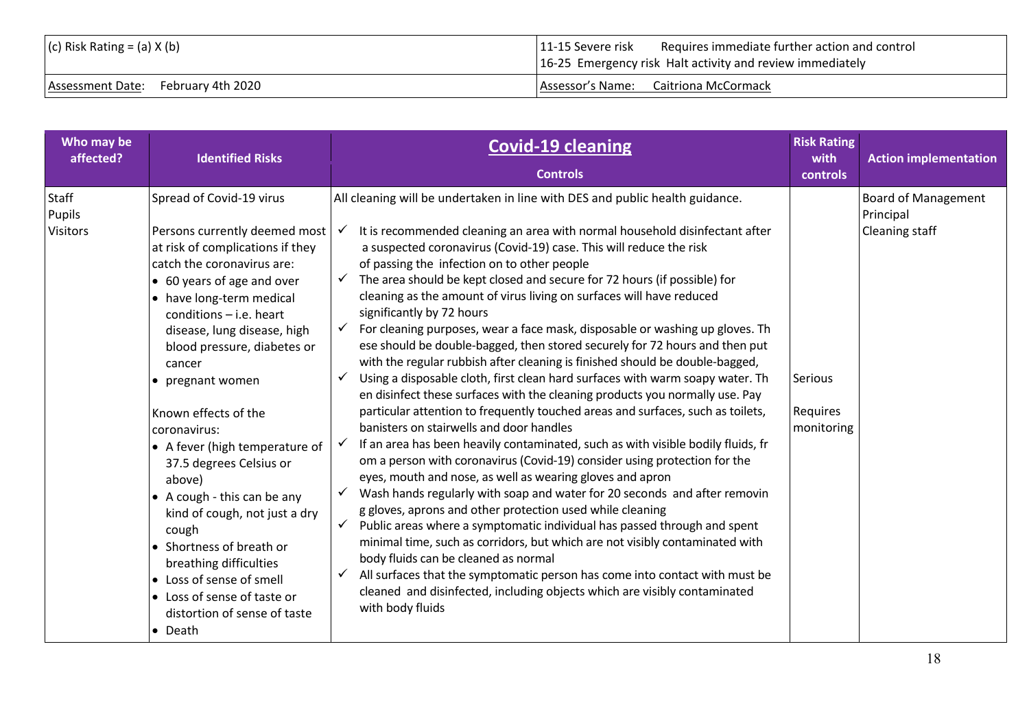| (c) Risk Rating = (a) X (b) | 11-15 Severe risk Requires immediate further action and control<br>16-25 Emergency risk Halt activity and review immediately |
|---|---|
| Assessment Date: February 4th 2020 | Assessor's Name: Caitriona McCormack |

| Who may be affected? | Identified Risks | **Covid-19 cleaning**<br><br>Controls | Risk Rating with controls | Action implementation |
|---|---|---|---|---|
| Staff<br>Pupils<br>Visitors | Spread of Covid-19 virus<br><br>Persons currently deemed most at risk of complications if they catch the coronavirus are:<br>• 60 years of age and over<br>• have long-term medical conditions – i.e. heart disease, lung disease, high blood pressure, diabetes or cancer<br>• pregnant women<br><br>Known effects of the coronavirus:<br>• A fever (high temperature of 37.5 degrees Celsius or above)<br>• A cough - this can be any kind of cough, not just a dry cough<br>• Shortness of breath or breathing difficulties<br>• Loss of sense of smell<br>• Loss of sense of taste or distortion of sense of taste<br>• Death | All cleaning will be undertaken in line with DES and public health guidance.<br><br>✓ It is recommended cleaning an area with normal household disinfectant after a suspected coronavirus (Covid-19) case. This will reduce the risk of passing the infection on to other people<br>✓ The area should be kept closed and secure for 72 hours (if possible) for cleaning as the amount of virus living on surfaces will have reduced significantly by 72 hours<br>✓ For cleaning purposes, wear a face mask, disposable or washing up gloves. Th ese should be double-bagged, then stored securely for 72 hours and then put with the regular rubbish after cleaning is finished should be double-bagged,<br>✓ Using a disposable cloth, first clean hard surfaces with warm soapy water. Th en disinfect these surfaces with the cleaning products you normally use. Pay particular attention to frequently touched areas and surfaces, such as toilets, banisters on stairwells and door handles<br>✓ If an area has been heavily contaminated, such as with visible bodily fluids, fr om a person with coronavirus (Covid-19) consider using protection for the eyes, mouth and nose, as well as wearing gloves and apron<br>✓ Wash hands regularly with soap and water for 20 seconds and after removin g gloves, aprons and other protection used while cleaning<br>✓ Public areas where a symptomatic individual has passed through and spent minimal time, such as corridors, but which are not visibly contaminated with body fluids can be cleaned as normal<br>✓ All surfaces that the symptomatic person has come into contact with must be cleaned and disinfected, including objects which are visibly contaminated with body fluids | Serious<br><br>Requires monitoring | Board of Management<br>Principal<br>Cleaning staff |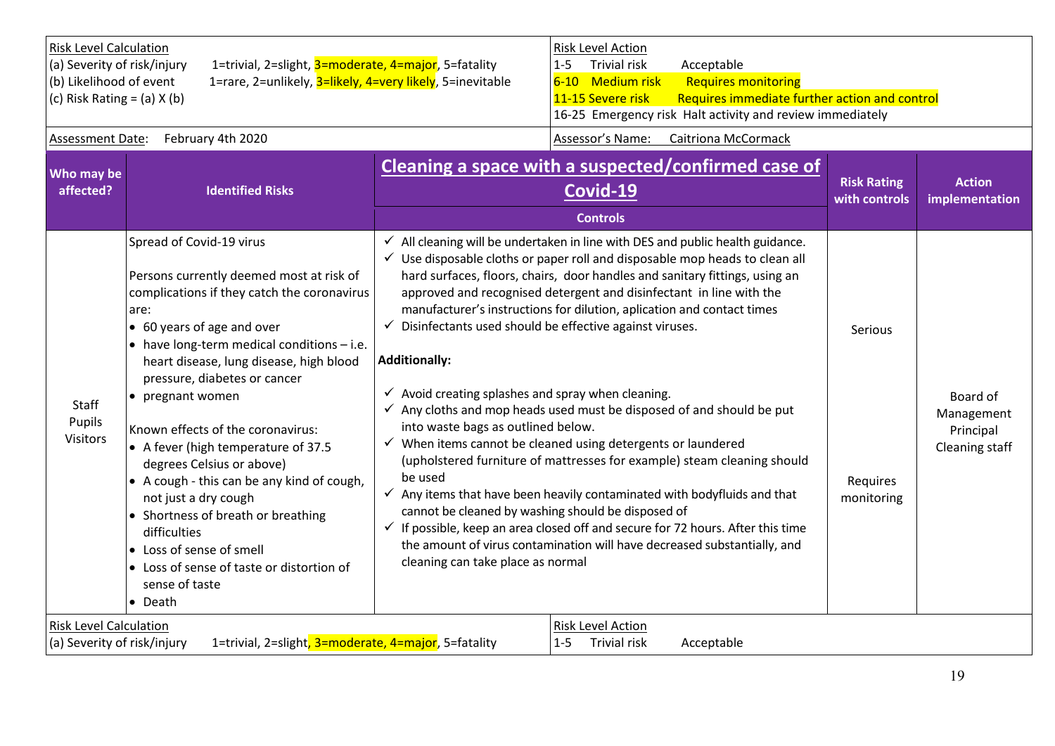| Risk Level Calculation | Risk Level Action |
|---|---|
| (a) Severity of risk/injury 1=trivial, 2=slight, 3=moderate, 4=major, 5=fatality<br>(b) Likelihood of event 1=rare, 2=unlikely, 3=likely, 4=very likely, 5=inevitable<br>(c) Risk Rating = (a) X (b) | 1-5 Trivial risk Acceptable<br>6-10 Medium risk Requires monitoring<br>11-15 Severe risk Requires immediate further action and control<br>16-25 Emergency risk Halt activity and review immediately |
| Assessment Date: February 4th 2020 | Assessor's Name: Caitriona McCormack |

## Cleaning a space with a suspected/confirmed case of Covid-19

| Who may be affected? | Identified Risks | Controls | Risk Rating with controls | Action implementation |
|---|---|---|---|---|
| Staff<br>Pupils<br>Visitors | Spread of Covid-19 virus<br><br>Persons currently deemed most at risk of complications if they catch the coronavirus are:<br>• 60 years of age and over<br>• have long-term medical conditions – i.e. heart disease, lung disease, high blood pressure, diabetes or cancer<br>• pregnant women<br><br>Known effects of the coronavirus:<br>• A fever (high temperature of 37.5 degrees Celsius or above)<br>• A cough - this can be any kind of cough, not just a dry cough<br>• Shortness of breath or breathing difficulties<br>• Loss of sense of smell<br>• Loss of sense of taste or distortion of sense of taste<br>• Death | ✓ All cleaning will be undertaken in line with DES and public health guidance.<br>✓ Use disposable cloths or paper roll and disposable mop heads to clean all hard surfaces, floors, chairs, door handles and sanitary fittings, using an approved and recognised detergent and disinfectant in line with the manufacturer's instructions for dilution, aplication and contact times<br>✓ Disinfectants used should be effective against viruses.<br><br>**Additionally:**<br><br>✓ Avoid creating splashes and spray when cleaning.<br>✓ Any cloths and mop heads used must be disposed of and should be put into waste bags as outlined below.<br>✓ When items cannot be cleaned using detergents or laundered (upholstered furniture of mattresses for example) steam cleaning should be used<br>✓ Any items that have been heavily contaminated with bodyfluids and that cannot be cleaned by washing should be disposed of<br>✓ If possible, keep an area closed off and secure for 72 hours. After this time the amount of virus contamination will have decreased substantially, and cleaning can take place as normal | Serious<br><br>Requires monitoring | Board of Management<br>Principal<br>Cleaning staff |

| Risk Level Calculation | Risk Level Action |
|---|---|
| (a) Severity of risk/injury 1=trivial, 2=slight, 3=moderate, 4=major, 5=fatality | 1-5 Trivial risk Acceptable |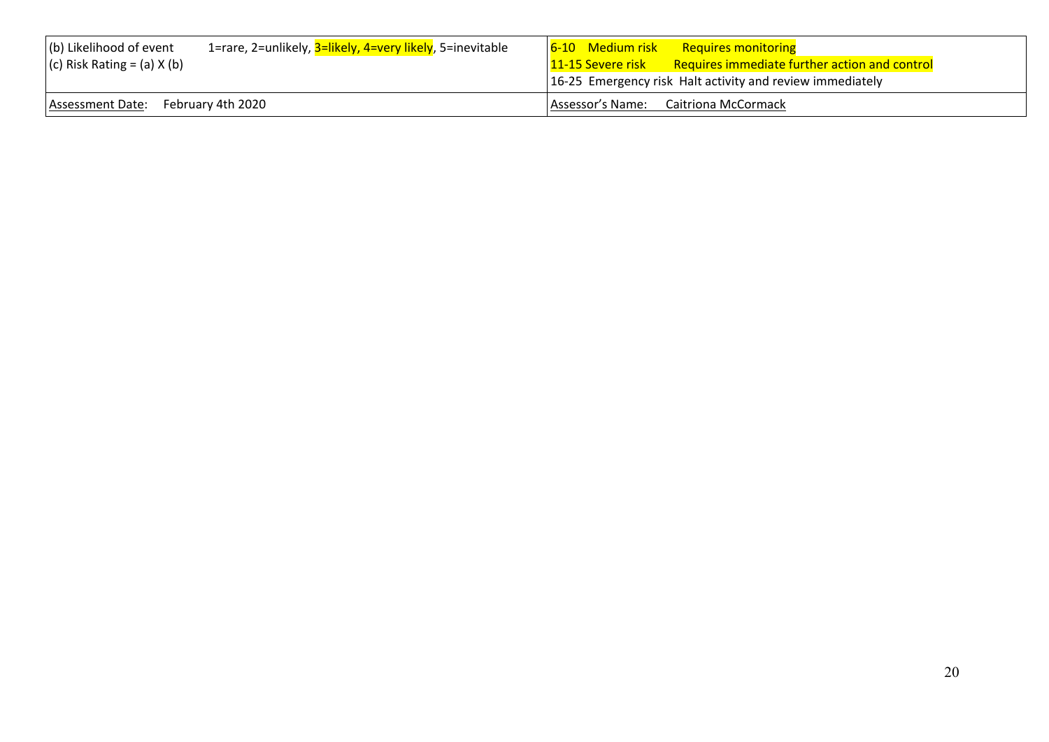| (b) Likelihood of event 1=rare, 2=unlikely, 3=likely, 4=very likely, 5=inevitable<br>(c) Risk Rating = (a) X (b) | 6-10 Medium risk Requires monitoring<br>11-15 Severe risk Requires immediate further action and control<br>16-25 Emergency risk Halt activity and review immediately |
|---|---|
| Assessment Date: February 4th 2020 | Assessor's Name: Caitriona McCormack |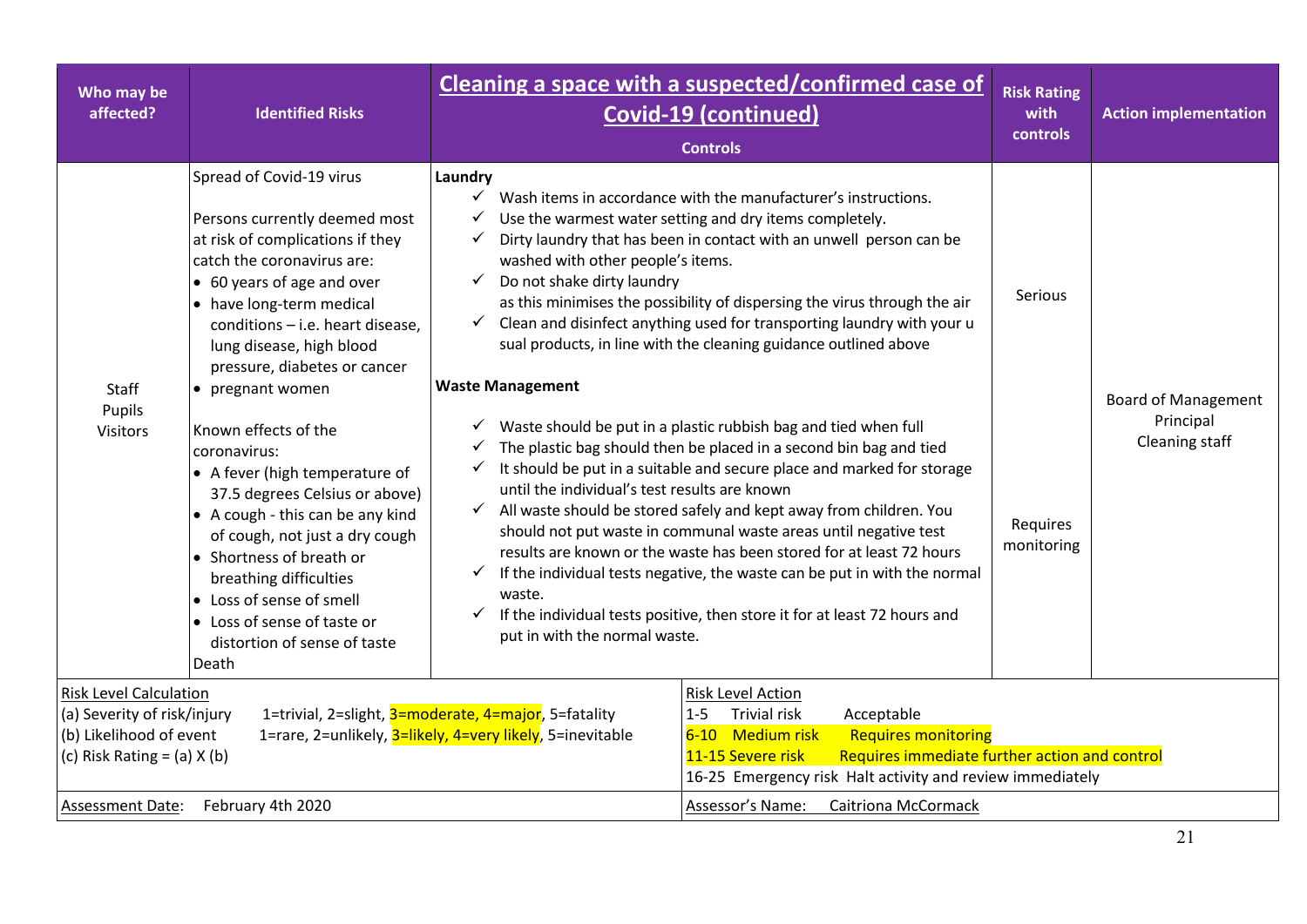| Who may be affected? | Identified Risks | **Cleaning a space with a suspected/confirmed case of Covid-19 (continued)**<br>Controls | Risk Rating with controls | Action implementation |
|---|---|---|---|---|
| Staff<br>Pupils<br>Visitors | Spread of Covid-19 virus<br><br>Persons currently deemed most at risk of complications if they catch the coronavirus are:<br>• 60 years of age and over<br>• have long-term medical conditions – i.e. heart disease, lung disease, high blood pressure, diabetes or cancer<br>• pregnant women<br><br>Known effects of the coronavirus:<br>• A fever (high temperature of 37.5 degrees Celsius or above)<br>• A cough - this can be any kind of cough, not just a dry cough<br>• Shortness of breath or breathing difficulties<br>• Loss of sense of smell<br>• Loss of sense of taste or distortion of sense of taste<br>Death | **Laundry**<br>✓ Wash items in accordance with the manufacturer's instructions.<br>✓ Use the warmest water setting and dry items completely.<br>✓ Dirty laundry that has been in contact with an unwell person can be washed with other people's items.<br>✓ Do not shake dirty laundry as this minimises the possibility of dispersing the virus through the air<br>✓ Clean and disinfect anything used for transporting laundry with your u sual products, in line with the cleaning guidance outlined above<br><br>**Waste Management**<br><br>✓ Waste should be put in a plastic rubbish bag and tied when full<br>✓ The plastic bag should then be placed in a second bin bag and tied<br>✓ It should be put in a suitable and secure place and marked for storage until the individual's test results are known<br>✓ All waste should be stored safely and kept away from children. You should not put waste in communal waste areas until negative test results are known or the waste has been stored for at least 72 hours<br>✓ If the individual tests negative, the waste can be put in with the normal waste.<br>✓ If the individual tests positive, then store it for at least 72 hours and put in with the normal waste. | Serious<br><br>Requires monitoring | Board of Management<br>Principal<br>Cleaning staff |

Risk Level Calculation
(a) Severity of risk/injury 1=trivial, 2=slight, 3=moderate, 4=major, 5=fatality
(b) Likelihood of event 1=rare, 2=unlikely, 3=likely, 4=very likely, 5=inevitable
(c) Risk Rating = (a) X (b)

Risk Level Action
1-5 Trivial risk Acceptable
6-10 Medium risk Requires monitoring
11-15 Severe risk Requires immediate further action and control
16-25 Emergency risk Halt activity and review immediately

Assessment Date: February 4th 2020

Assessor's Name: Caitriona McCormack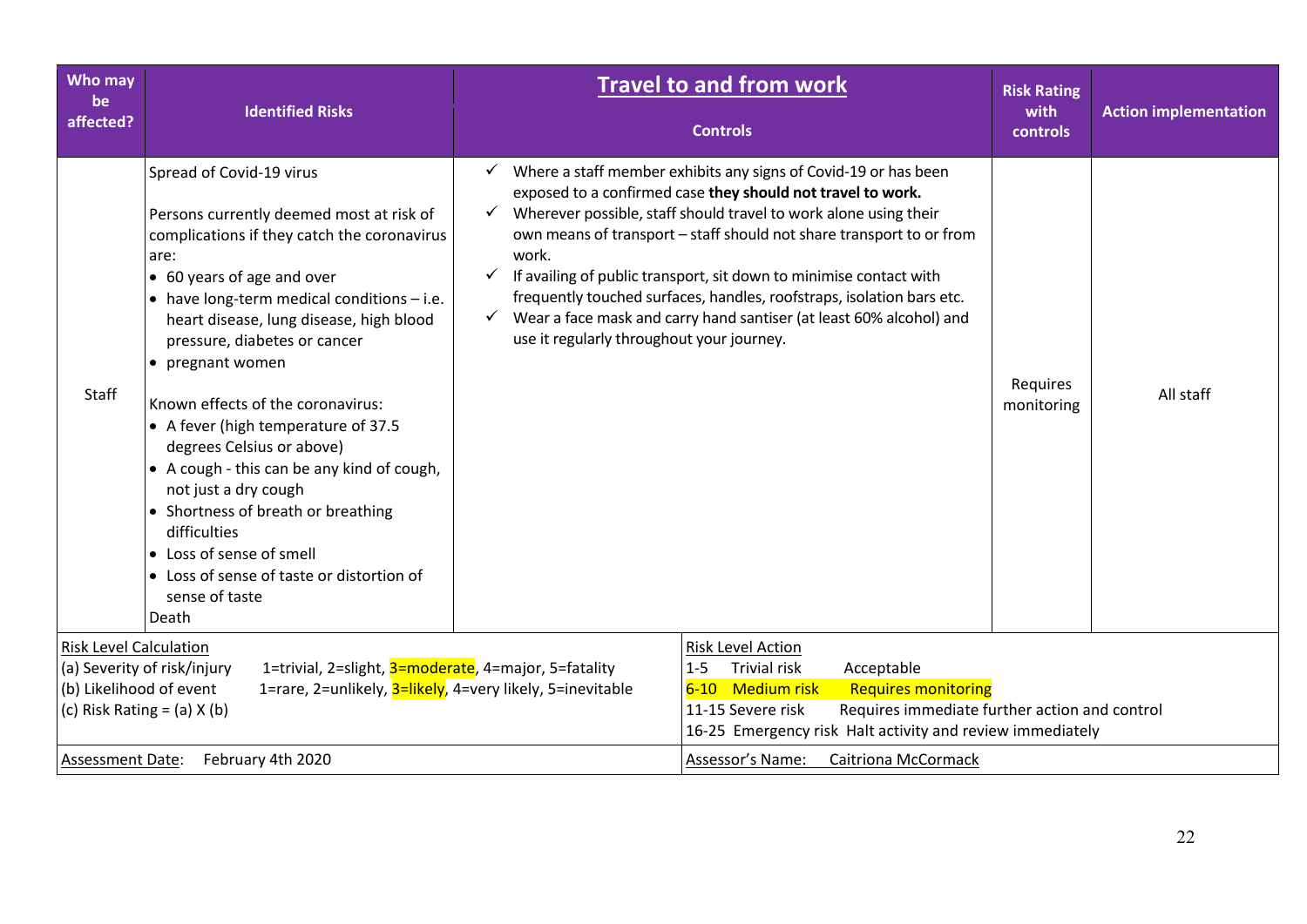| Who may be affected? | Identified Risks | **Travel to and from work**<br>Controls | Risk Rating with controls | Action implementation |
|---|---|---|---|---|
| Staff | Spread of Covid-19 virus<br><br>Persons currently deemed most at risk of complications if they catch the coronavirus are:<br>• 60 years of age and over<br>• have long-term medical conditions – i.e. heart disease, lung disease, high blood pressure, diabetes or cancer<br>• pregnant women<br><br>Known effects of the coronavirus:<br>• A fever (high temperature of 37.5 degrees Celsius or above)<br>• A cough - this can be any kind of cough, not just a dry cough<br>• Shortness of breath or breathing difficulties<br>• Loss of sense of smell<br>• Loss of sense of taste or distortion of sense of taste<br>Death | ✓ Where a staff member exhibits any signs of Covid-19 or has been exposed to a confirmed case **they should not travel to work.**<br>✓ Wherever possible, staff should travel to work alone using their own means of transport – staff should not share transport to or from work.<br>✓ If availing of public transport, sit down to minimise contact with frequently touched surfaces, handles, roofstraps, isolation bars etc.<br>✓ Wear a face mask and carry hand santiser (at least 60% alcohol) and use it regularly throughout your journey. | Requires monitoring | All staff |

| Risk Level Calculation | Risk Level Action |
|---|---|
| (a) Severity of risk/injury 1=trivial, 2=slight, 3=moderate, 4=major, 5=fatality<br>(b) Likelihood of event 1=rare, 2=unlikely, 3=likely, 4=very likely, 5=inevitable<br>(c) Risk Rating = (a) X (b) | 1-5 Trivial risk Acceptable<br>6-10 Medium risk Requires monitoring<br>11-15 Severe risk Requires immediate further action and control<br>16-25 Emergency risk Halt activity and review immediately |
| Assessment Date: February 4th 2020 | Assessor's Name: Caitriona McCormack |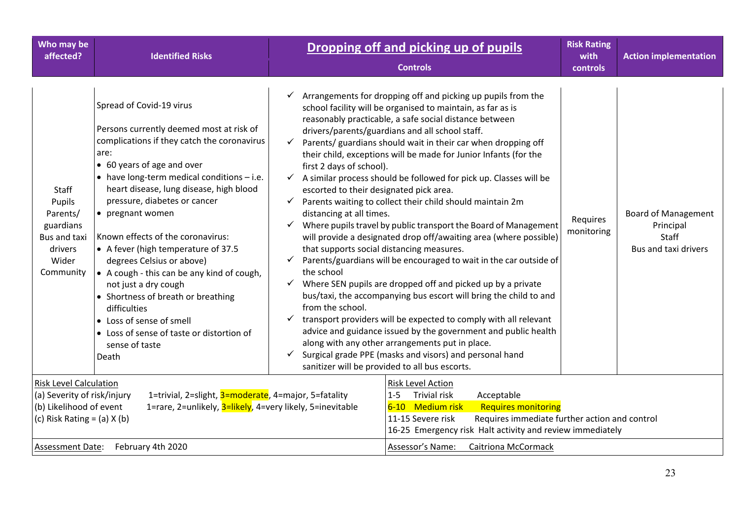| Who may be affected? | Identified Risks | Dropping off and picking up of pupils<br><br>Controls | Risk Rating with controls | Action implementation |
|---|---|---|---|---|
| Staff<br>Pupils<br>Parents/ guardians<br>Bus and taxi drivers<br>Wider Community | Spread of Covid-19 virus<br><br>Persons currently deemed most at risk of complications if they catch the coronavirus are:<br>• 60 years of age and over<br>• have long-term medical conditions – i.e. heart disease, lung disease, high blood pressure, diabetes or cancer<br>• pregnant women<br><br>Known effects of the coronavirus:<br>• A fever (high temperature of 37.5 degrees Celsius or above)<br>• A cough - this can be any kind of cough, not just a dry cough<br>• Shortness of breath or breathing difficulties<br>• Loss of sense of smell<br>• Loss of sense of taste or distortion of sense of taste<br>Death | ✓ Arrangements for dropping off and picking up pupils from the school facility will be organised to maintain, as far as is reasonably practicable, a safe social distance between drivers/parents/guardians and all school staff.<br>✓ Parents/ guardians should wait in their car when dropping off their child, exceptions will be made for Junior Infants (for the first 2 days of school).<br>✓ A similar process should be followed for pick up. Classes will be escorted to their designated pick area.<br>✓ Parents waiting to collect their child should maintain 2m distancing at all times.<br>✓ Where pupils travel by public transport the Board of Management will provide a designated drop off/awaiting area (where possible) that supports social distancing measures.<br>✓ Parents/guardians will be encouraged to wait in the car outside of the school<br>✓ Where SEN pupils are dropped off and picked up by a private bus/taxi, the accompanying bus escort will bring the child to and from the school.<br>✓ transport providers will be expected to comply with all relevant advice and guidance issued by the government and public health along with any other arrangements put in place.<br>✓ Surgical grade PPE (masks and visors) and personal hand sanitizer will be provided to all bus escorts. | Requires monitoring | Board of Management<br>Principal<br>Staff<br>Bus and taxi drivers |

| Risk Level Calculation | | Risk Level Action | |
|---|---|---|---|
| (a) Severity of risk/injury | 1=trivial, 2=slight, 3=moderate, 4=major, 5=fatality | 1-5 Trivial risk | Acceptable |
| (b) Likelihood of event | 1=rare, 2=unlikely, 3=likely, 4=very likely, 5=inevitable | 6-10 Medium risk | Requires monitoring |
| (c) Risk Rating = (a) X (b) | | 11-15 Severe risk | Requires immediate further action and control |
| | | 16-25 Emergency risk | Halt activity and review immediately |
| Assessment Date: | February 4th 2020 | Assessor's Name: | Caitriona McCormack |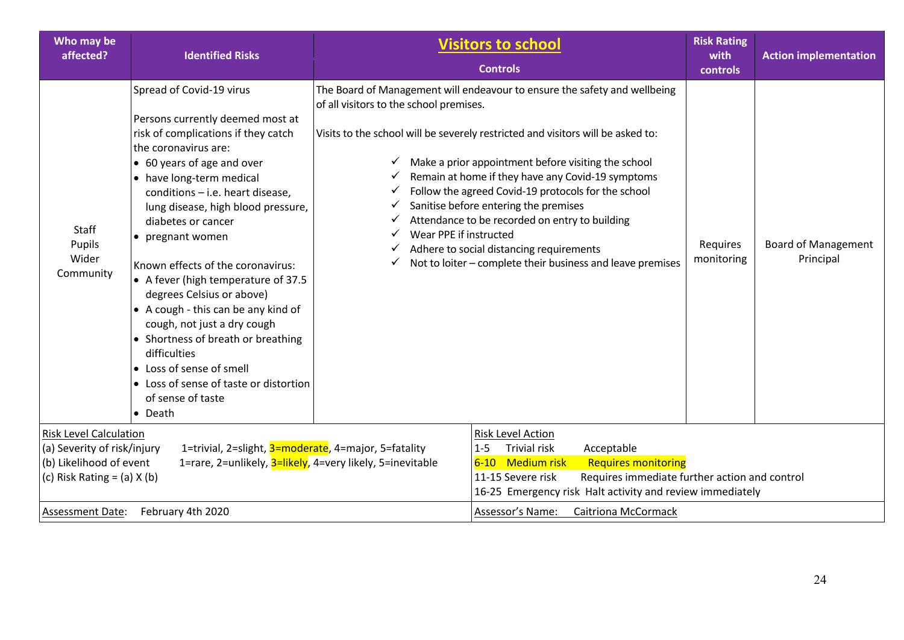| Who may be affected? | Identified Risks | **Visitors to school**<br>Controls | Risk Rating with controls | Action implementation |
|---|---|---|---|---|
| Staff<br>Pupils<br>Wider Community | Spread of Covid-19 virus<br><br>Persons currently deemed most at risk of complications if they catch the coronavirus are:<br>• 60 years of age and over<br>• have long-term medical conditions – i.e. heart disease, lung disease, high blood pressure, diabetes or cancer<br>• pregnant women<br><br>Known effects of the coronavirus:<br>• A fever (high temperature of 37.5 degrees Celsius or above)<br>• A cough - this can be any kind of cough, not just a dry cough<br>• Shortness of breath or breathing difficulties<br>• Loss of sense of smell<br>• Loss of sense of taste or distortion of sense of taste<br>• Death | The Board of Management will endeavour to ensure the safety and wellbeing of all visitors to the school premises.<br><br>Visits to the school will be severely restricted and visitors will be asked to:<br><br>✓ Make a prior appointment before visiting the school<br>✓ Remain at home if they have any Covid-19 symptoms<br>✓ Follow the agreed Covid-19 protocols for the school<br>✓ Sanitise before entering the premises<br>✓ Attendance to be recorded on entry to building<br>✓ Wear PPE if instructed<br>✓ Adhere to social distancing requirements<br>✓ Not to loiter – complete their business and leave premises | Requires monitoring | Board of Management<br>Principal |

| Risk Level Calculation | Risk Level Action |
|---|---|
| (a) Severity of risk/injury 1=trivial, 2=slight, 3=moderate, 4=major, 5=fatality<br>(b) Likelihood of event 1=rare, 2=unlikely, 3=likely, 4=very likely, 5=inevitable<br>(c) Risk Rating = (a) X (b) | 1-5 Trivial risk Acceptable<br>6-10 Medium risk Requires monitoring<br>11-15 Severe risk Requires immediate further action and control<br>16-25 Emergency risk Halt activity and review immediately |
| Assessment Date: February 4th 2020 | Assessor's Name: Caitriona McCormack |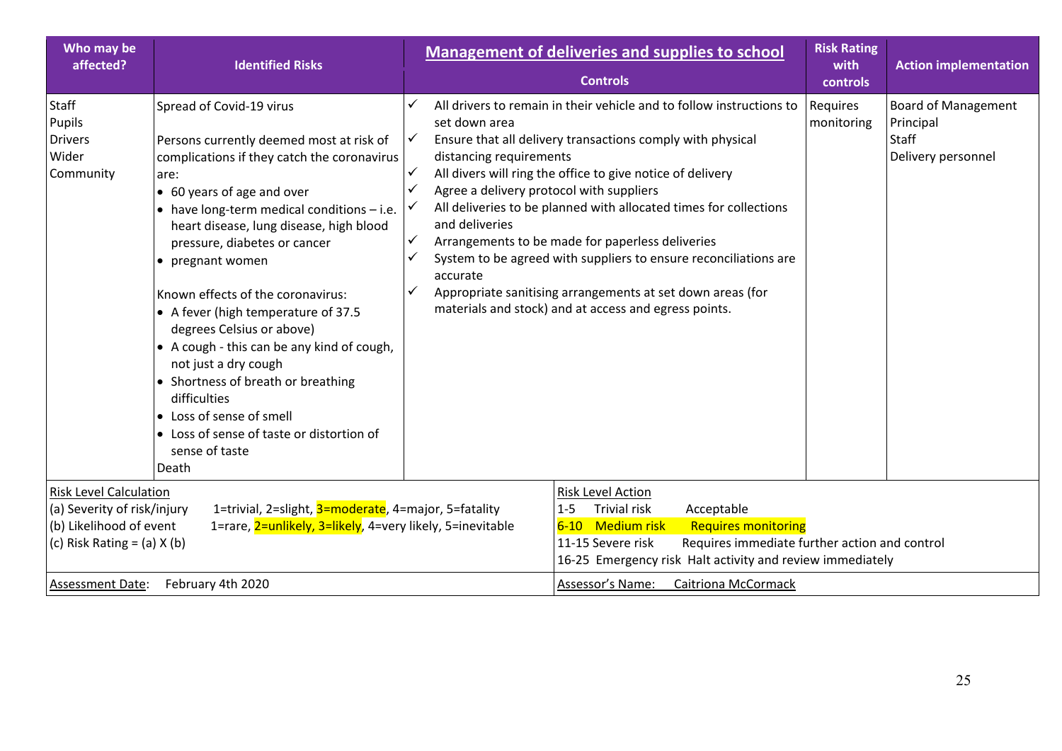| Who may be affected? | Identified Risks | Management of deliveries and supplies to school<br>Controls | Risk Rating with controls | Action implementation |
|---|---|---|---|---|
| Staff<br>Pupils<br>Drivers<br>Wider Community | Spread of Covid-19 virus<br><br>Persons currently deemed most at risk of complications if they catch the coronavirus are:<br>• 60 years of age and over<br>• have long-term medical conditions – i.e. heart disease, lung disease, high blood pressure, diabetes or cancer<br>• pregnant women<br><br>Known effects of the coronavirus:<br>• A fever (high temperature of 37.5 degrees Celsius or above)<br>• A cough - this can be any kind of cough, not just a dry cough<br>• Shortness of breath or breathing difficulties<br>• Loss of sense of smell<br>• Loss of sense of taste or distortion of sense of taste<br>Death | ✓ All drivers to remain in their vehicle and to follow instructions to set down area<br>✓ Ensure that all delivery transactions comply with physical distancing requirements<br>✓ All divers will ring the office to give notice of delivery<br>✓ Agree a delivery protocol with suppliers<br>✓ All deliveries to be planned with allocated times for collections and deliveries<br>✓ Arrangements to be made for paperless deliveries<br>✓ System to be agreed with suppliers to ensure reconciliations are accurate<br>✓ Appropriate sanitising arrangements at set down areas (for materials and stock) and at access and egress points. | Requires monitoring | Board of Management<br>Principal<br>Staff<br>Delivery personnel |

| Risk Level Calculation | Risk Level Action |
|---|---|
| (a) Severity of risk/injury 1=trivial, 2=slight, 3=moderate, 4=major, 5=fatality<br>(b) Likelihood of event 1=rare, 2=unlikely, 3=likely, 4=very likely, 5=inevitable<br>(c) Risk Rating = (a) X (b) | 1-5 Trivial risk Acceptable<br>6-10 Medium risk Requires monitoring<br>11-15 Severe risk Requires immediate further action and control<br>16-25 Emergency risk Halt activity and review immediately |
| Assessment Date: February 4th 2020 | Assessor's Name: Caitriona McCormack |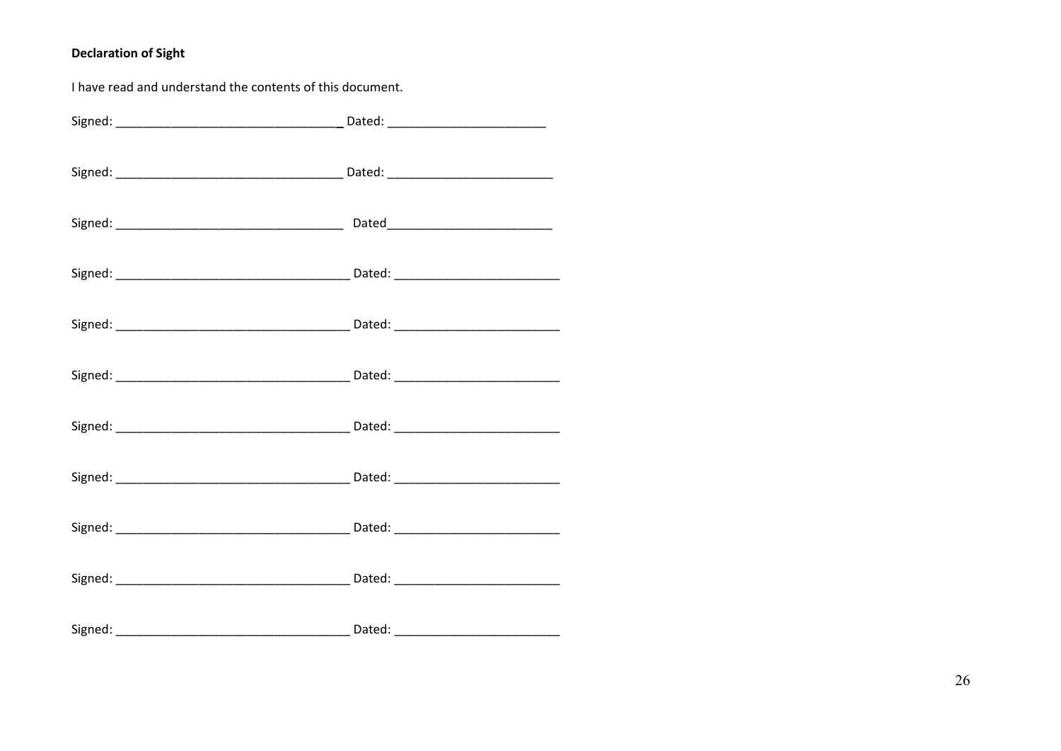**Declaration of Sight**

I have read and understand the contents of this document.

Signed: _________________________________ Dated: _______________________

Signed: _________________________________ Dated: ________________________

Signed: _________________________________  Dated________________________

Signed: __________________________________ Dated: ________________________

Signed: __________________________________ Dated: ________________________

Signed: __________________________________ Dated: ________________________

Signed: __________________________________ Dated: ________________________

Signed: __________________________________ Dated: ________________________

Signed: __________________________________ Dated: ________________________

Signed: __________________________________ Dated: ________________________

Signed: __________________________________ Dated: ________________________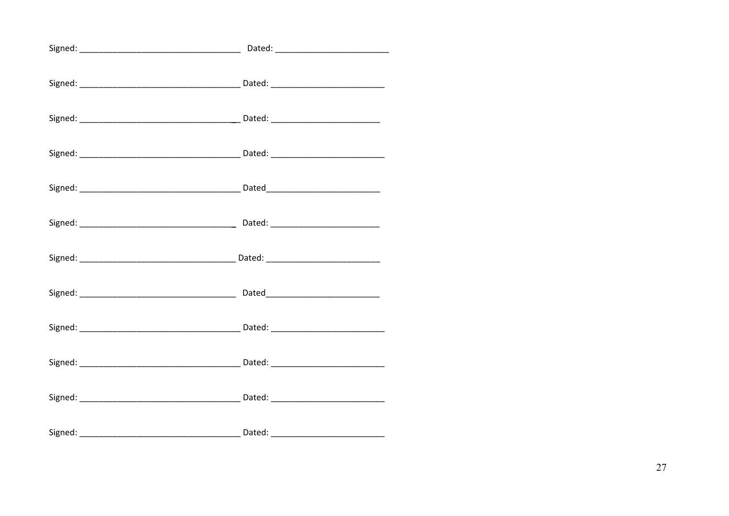Signed: _________________________________ Dated: _______________________

Signed: _________________________________ Dated: _______________________

Signed: _________________________________ Dated: _______________________

Signed: _________________________________ Dated: _______________________

Signed: _________________________________ Dated_______________________

Signed: _________________________________ Dated: _______________________

Signed: _________________________________ Dated: _______________________

Signed: _________________________________ Dated_______________________

Signed: _________________________________ Dated: _______________________

Signed: _________________________________ Dated: _______________________

Signed: _________________________________ Dated: _______________________

Signed: _________________________________ Dated: _______________________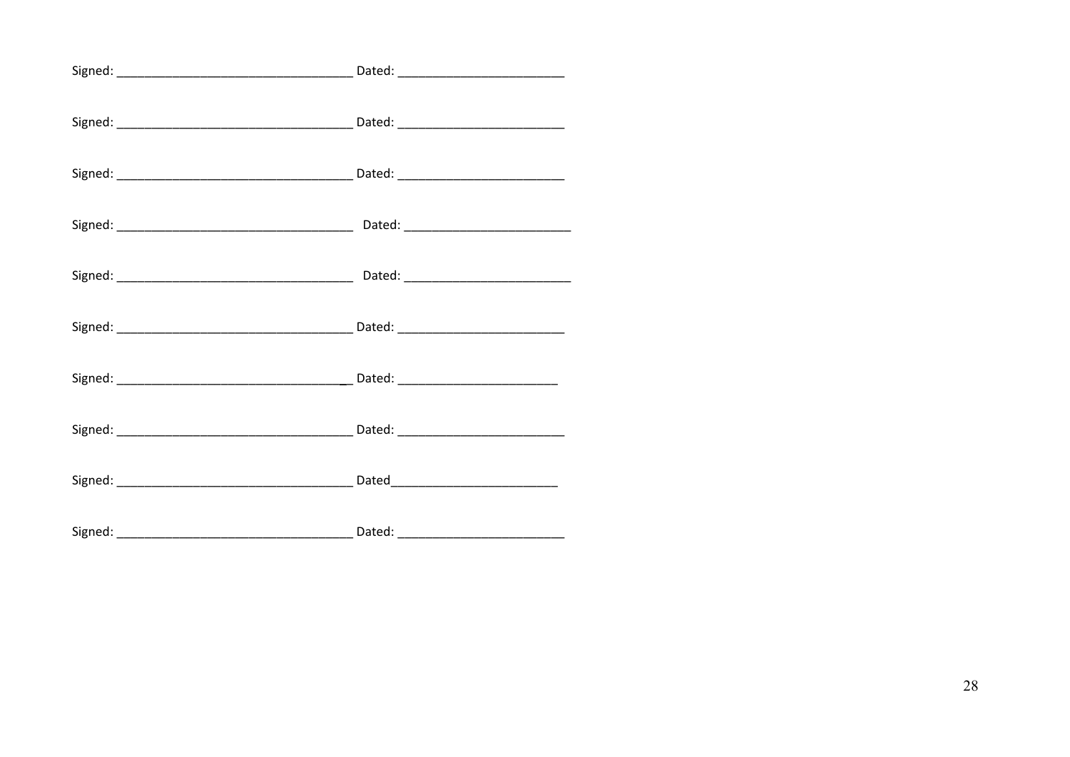Signed: _________________________________ Dated: ________________________

Signed: _________________________________ Dated: ________________________

Signed: _________________________________ Dated: ________________________

Signed: _________________________________ Dated: ________________________

Signed: _________________________________ Dated: ________________________

Signed: _________________________________ Dated: ________________________

Signed: _________________________________ Dated: _______________________

Signed: _________________________________ Dated: ________________________

Signed: _________________________________ Dated________________________

Signed: _________________________________ Dated: ________________________